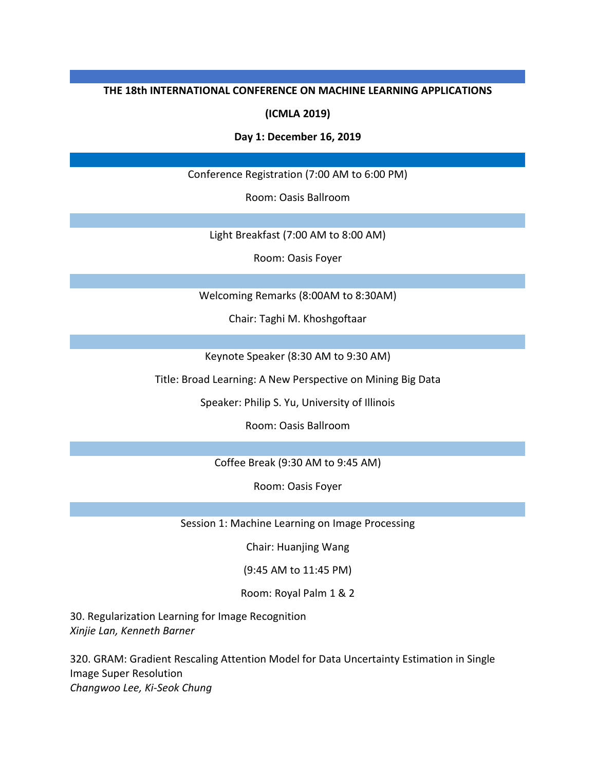**THE 18th INTERNATIONAL CONFERENCE ON MACHINE LEARNING APPLICATIONS**

**(ICMLA 2019)**

**Day 1: December 16, 2019**

Conference Registration (7:00 AM to 6:00 PM)

Room: Oasis Ballroom

Light Breakfast (7:00 AM to 8:00 AM)

Room: Oasis Foyer

Welcoming Remarks (8:00AM to 8:30AM)

Chair: Taghi M. Khoshgoftaar

Keynote Speaker (8:30 AM to 9:30 AM)

Title: Broad Learning: A New Perspective on Mining Big Data

Speaker: Philip S. Yu, University of Illinois

Room: Oasis Ballroom

Coffee Break (9:30 AM to 9:45 AM)

Room: Oasis Foyer

Session 1: Machine Learning on Image Processing

Chair: Huanjing Wang

(9:45 AM to 11:45 PM)

Room: Royal Palm 1 & 2

30. Regularization Learning for Image Recognition
*Xinjie Lan, Kenneth Barner*

320. GRAM: Gradient Rescaling Attention Model for Data Uncertainty Estimation in Single Image Super Resolution
*Changwoo Lee, Ki-Seok Chung*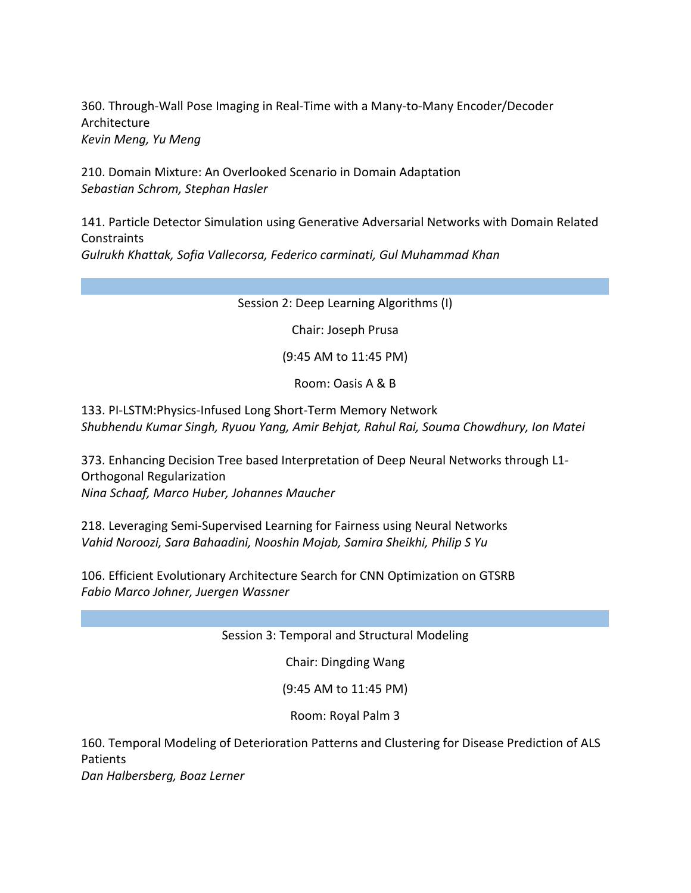360. Through-Wall Pose Imaging in Real-Time with a Many-to-Many Encoder/Decoder Architecture
*Kevin Meng, Yu Meng*

210. Domain Mixture: An Overlooked Scenario in Domain Adaptation
*Sebastian Schrom, Stephan Hasler*

141. Particle Detector Simulation using Generative Adversarial Networks with Domain Related Constraints
*Gulrukh Khattak, Sofia Vallecorsa, Federico carminati, Gul Muhammad Khan*

---

## Session 2: Deep Learning Algorithms (I)

Chair: Joseph Prusa

(9:45 AM to 11:45 PM)

Room: Oasis A & B

133. PI-LSTM:Physics-Infused Long Short-Term Memory Network
*Shubhendu Kumar Singh, Ryuou Yang, Amir Behjat, Rahul Rai, Souma Chowdhury, Ion Matei*

373. Enhancing Decision Tree based Interpretation of Deep Neural Networks through L1-Orthogonal Regularization
*Nina Schaaf, Marco Huber, Johannes Maucher*

218. Leveraging Semi-Supervised Learning for Fairness using Neural Networks
*Vahid Noroozi, Sara Bahaadini, Nooshin Mojab, Samira Sheikhi, Philip S Yu*

106. Efficient Evolutionary Architecture Search for CNN Optimization on GTSRB
*Fabio Marco Johner, Juergen Wassner*

---

## Session 3: Temporal and Structural Modeling

Chair: Dingding Wang

(9:45 AM to 11:45 PM)

Room: Royal Palm 3

160. Temporal Modeling of Deterioration Patterns and Clustering for Disease Prediction of ALS Patients
*Dan Halbersberg, Boaz Lerner*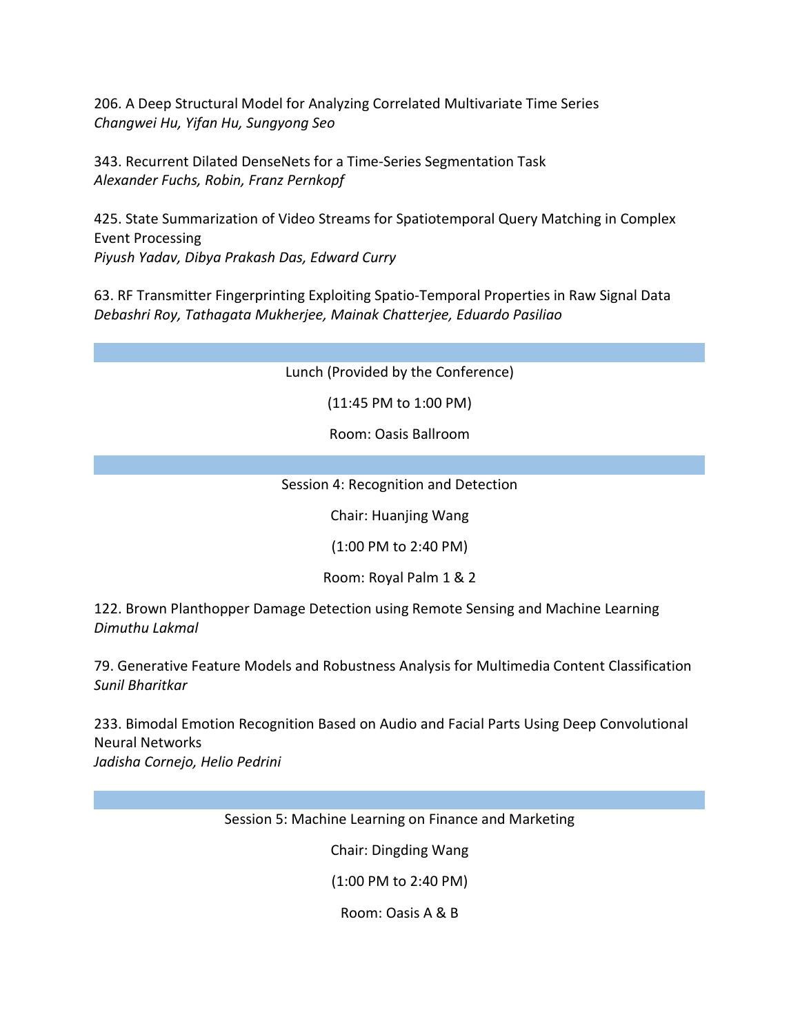206. A Deep Structural Model for Analyzing Correlated Multivariate Time Series
*Changwei Hu, Yifan Hu, Sungyong Seo*

343. Recurrent Dilated DenseNets for a Time-Series Segmentation Task
*Alexander Fuchs, Robin, Franz Pernkopf*

425. State Summarization of Video Streams for Spatiotemporal Query Matching in Complex Event Processing
*Piyush Yadav, Dibya Prakash Das, Edward Curry*

63. RF Transmitter Fingerprinting Exploiting Spatio-Temporal Properties in Raw Signal Data
*Debashri Roy, Tathagata Mukherjee, Mainak Chatterjee, Eduardo Pasiliao*

---

Lunch (Provided by the Conference)

(11:45 PM to 1:00 PM)

Room: Oasis Ballroom

---

Session 4: Recognition and Detection

Chair: Huanjing Wang

(1:00 PM to 2:40 PM)

Room: Royal Palm 1 & 2

122. Brown Planthopper Damage Detection using Remote Sensing and Machine Learning
*Dimuthu Lakmal*

79. Generative Feature Models and Robustness Analysis for Multimedia Content Classification
*Sunil Bharitkar*

233. Bimodal Emotion Recognition Based on Audio and Facial Parts Using Deep Convolutional Neural Networks
*Jadisha Cornejo, Helio Pedrini*

---

Session 5: Machine Learning on Finance and Marketing

Chair: Dingding Wang

(1:00 PM to 2:40 PM)

Room: Oasis A & B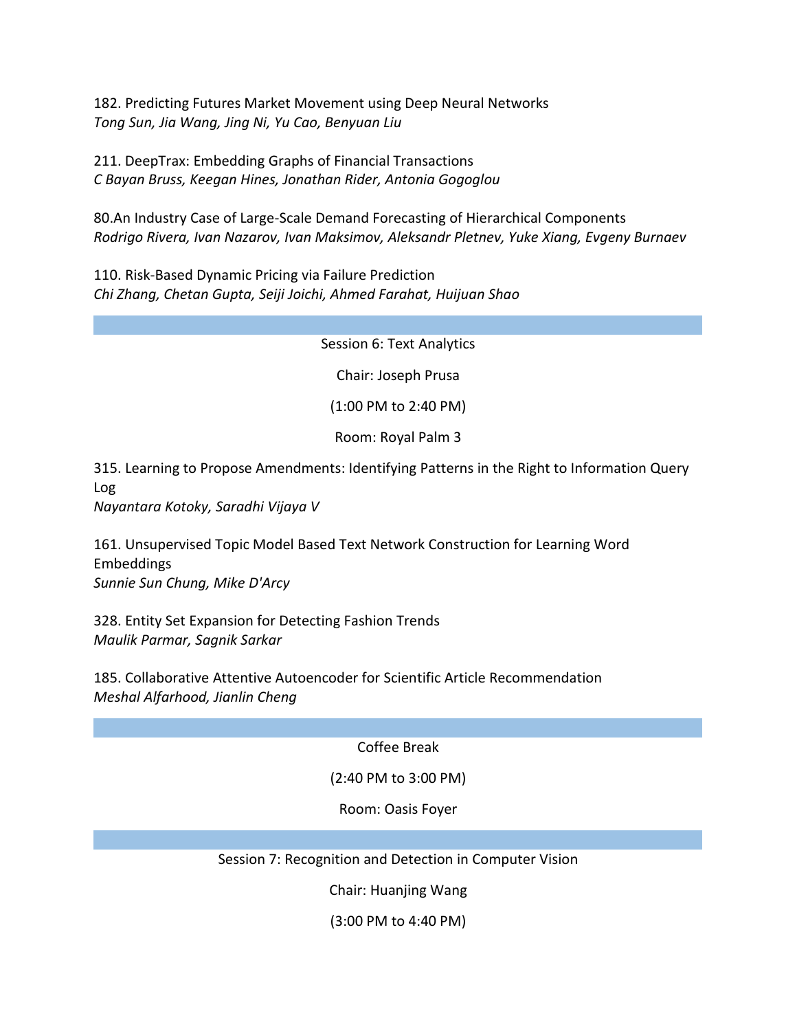182. Predicting Futures Market Movement using Deep Neural Networks
*Tong Sun, Jia Wang, Jing Ni, Yu Cao, Benyuan Liu*

211. DeepTrax: Embedding Graphs of Financial Transactions
*C Bayan Bruss, Keegan Hines, Jonathan Rider, Antonia Gogoglou*

80.An Industry Case of Large-Scale Demand Forecasting of Hierarchical Components
*Rodrigo Rivera, Ivan Nazarov, Ivan Maksimov, Aleksandr Pletnev, Yuke Xiang, Evgeny Burnaev*

110. Risk-Based Dynamic Pricing via Failure Prediction
*Chi Zhang, Chetan Gupta, Seiji Joichi, Ahmed Farahat, Huijuan Shao*

---

## Session 6: Text Analytics

Chair: Joseph Prusa

(1:00 PM to 2:40 PM)

Room: Royal Palm 3

315. Learning to Propose Amendments: Identifying Patterns in the Right to Information Query Log
*Nayantara Kotoky, Saradhi Vijaya V*

161. Unsupervised Topic Model Based Text Network Construction for Learning Word Embeddings
*Sunnie Sun Chung, Mike D'Arcy*

328. Entity Set Expansion for Detecting Fashion Trends
*Maulik Parmar, Sagnik Sarkar*

185. Collaborative Attentive Autoencoder for Scientific Article Recommendation
*Meshal Alfarhood, Jianlin Cheng*

---

## Coffee Break

(2:40 PM to 3:00 PM)

Room: Oasis Foyer

---

## Session 7: Recognition and Detection in Computer Vision

Chair: Huanjing Wang

(3:00 PM to 4:40 PM)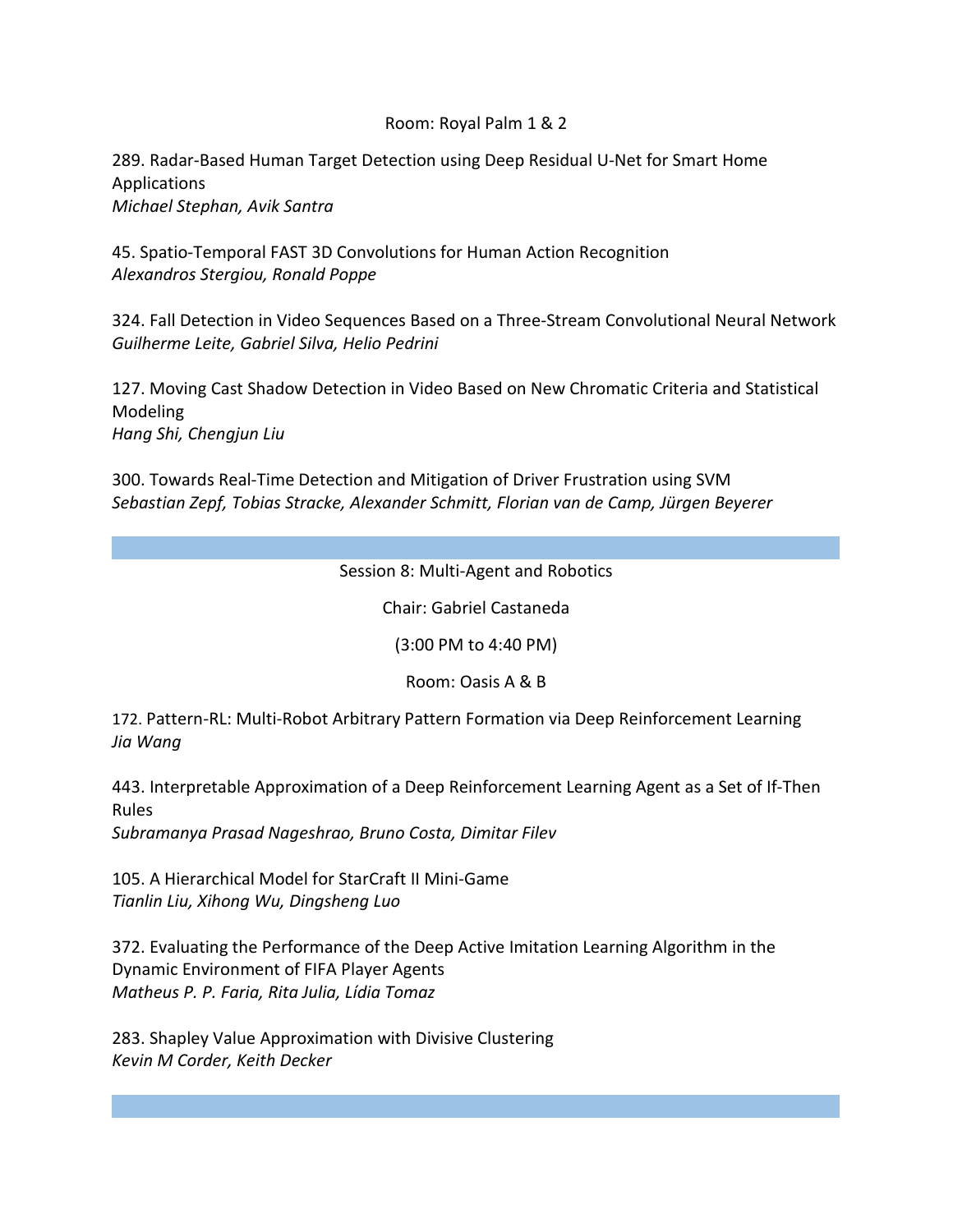Room: Royal Palm 1 & 2

289. Radar-Based Human Target Detection using Deep Residual U-Net for Smart Home Applications
*Michael Stephan, Avik Santra*

45. Spatio-Temporal FAST 3D Convolutions for Human Action Recognition
*Alexandros Stergiou, Ronald Poppe*

324. Fall Detection in Video Sequences Based on a Three-Stream Convolutional Neural Network
*Guilherme Leite, Gabriel Silva, Helio Pedrini*

127. Moving Cast Shadow Detection in Video Based on New Chromatic Criteria and Statistical Modeling
*Hang Shi, Chengjun Liu*

300. Towards Real-Time Detection and Mitigation of Driver Frustration using SVM
*Sebastian Zepf, Tobias Stracke, Alexander Schmitt, Florian van de Camp, Jürgen Beyerer*

---

## Session 8: Multi-Agent and Robotics

Chair: Gabriel Castaneda

(3:00 PM to 4:40 PM)

Room: Oasis A & B

172. Pattern-RL: Multi-Robot Arbitrary Pattern Formation via Deep Reinforcement Learning
*Jia Wang*

443. Interpretable Approximation of a Deep Reinforcement Learning Agent as a Set of If-Then Rules
*Subramanya Prasad Nageshrao, Bruno Costa, Dimitar Filev*

105. A Hierarchical Model for StarCraft II Mini-Game
*Tianlin Liu, Xihong Wu, Dingsheng Luo*

372. Evaluating the Performance of the Deep Active Imitation Learning Algorithm in the Dynamic Environment of FIFA Player Agents
*Matheus P. P. Faria, Rita Julia, Lídia Tomaz*

283. Shapley Value Approximation with Divisive Clustering
*Kevin M Corder, Keith Decker*

---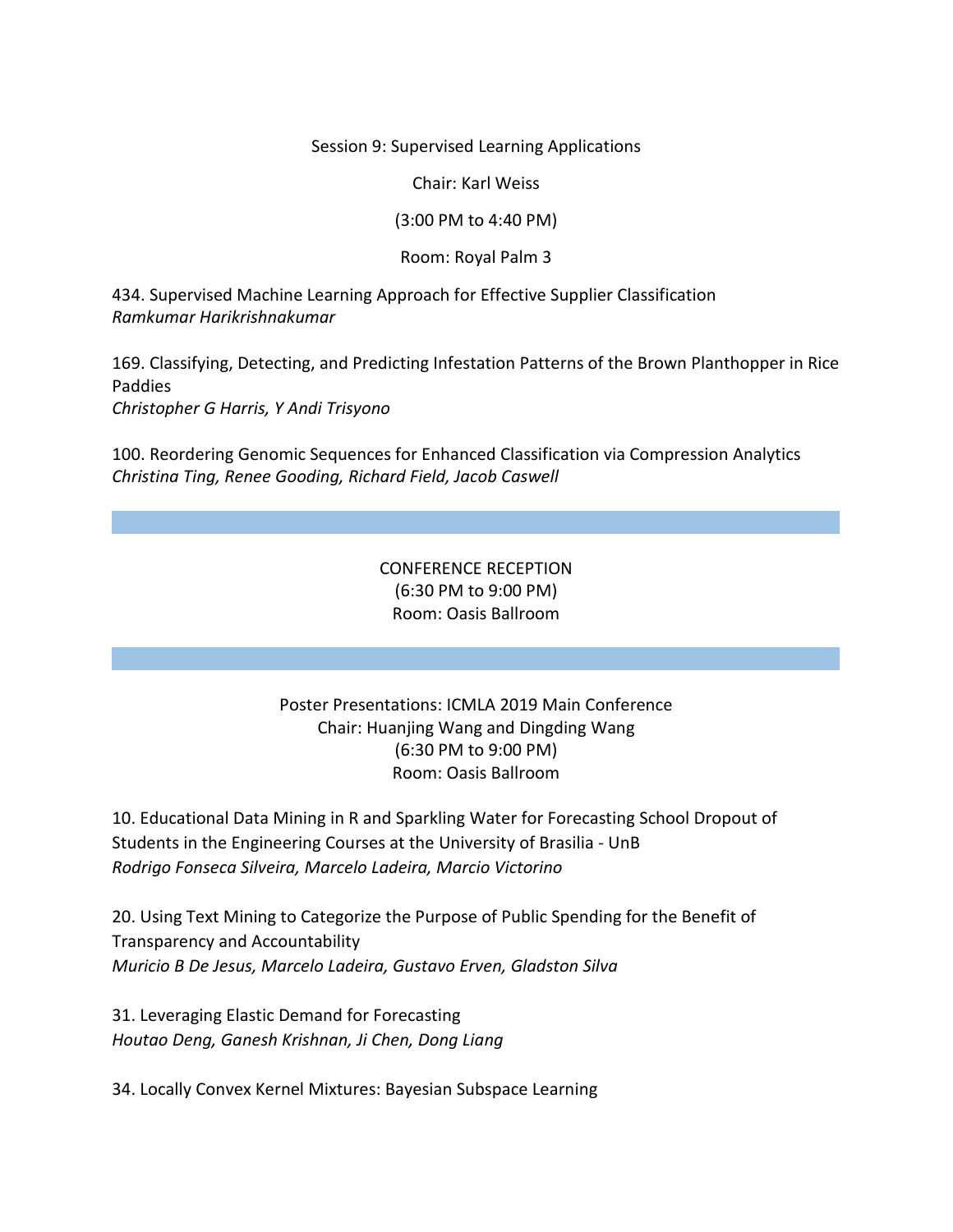Session 9: Supervised Learning Applications

Chair: Karl Weiss

(3:00 PM to 4:40 PM)

Room: Royal Palm 3

434. Supervised Machine Learning Approach for Effective Supplier Classification
*Ramkumar Harikrishnakumar*

169. Classifying, Detecting, and Predicting Infestation Patterns of the Brown Planthopper in Rice Paddies
*Christopher G Harris, Y Andi Trisyono*

100. Reordering Genomic Sequences for Enhanced Classification via Compression Analytics
*Christina Ting, Renee Gooding, Richard Field, Jacob Caswell*

---

CONFERENCE RECEPTION
(6:30 PM to 9:00 PM)
Room: Oasis Ballroom

---

Poster Presentations: ICMLA 2019 Main Conference
Chair: Huanjing Wang and Dingding Wang
(6:30 PM to 9:00 PM)
Room: Oasis Ballroom

10. Educational Data Mining in R and Sparkling Water for Forecasting School Dropout of Students in the Engineering Courses at the University of Brasilia - UnB
*Rodrigo Fonseca Silveira, Marcelo Ladeira, Marcio Victorino*

20. Using Text Mining to Categorize the Purpose of Public Spending for the Benefit of Transparency and Accountability
*Muricio B De Jesus, Marcelo Ladeira, Gustavo Erven, Gladston Silva*

31. Leveraging Elastic Demand for Forecasting
*Houtao Deng, Ganesh Krishnan, Ji Chen, Dong Liang*

34. Locally Convex Kernel Mixtures: Bayesian Subspace Learning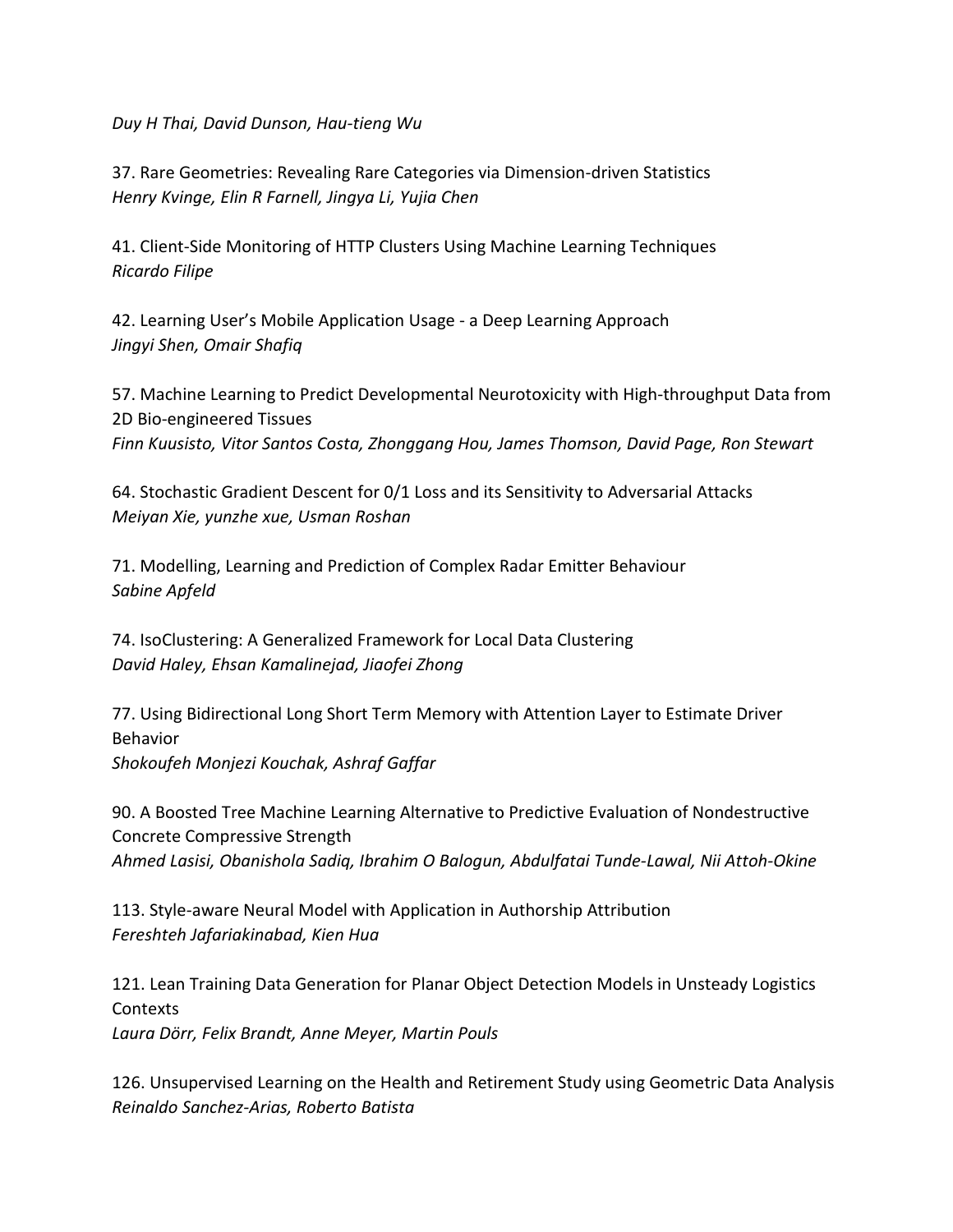*Duy H Thai, David Dunson, Hau-tieng Wu*

37. Rare Geometries: Revealing Rare Categories via Dimension-driven Statistics
*Henry Kvinge, Elin R Farnell, Jingya Li, Yujia Chen*

41. Client-Side Monitoring of HTTP Clusters Using Machine Learning Techniques
*Ricardo Filipe*

42. Learning User's Mobile Application Usage - a Deep Learning Approach
*Jingyi Shen, Omair Shafiq*

57. Machine Learning to Predict Developmental Neurotoxicity with High-throughput Data from 2D Bio-engineered Tissues
*Finn Kuusisto, Vitor Santos Costa, Zhonggang Hou, James Thomson, David Page, Ron Stewart*

64. Stochastic Gradient Descent for 0/1 Loss and its Sensitivity to Adversarial Attacks
*Meiyan Xie, yunzhe xue, Usman Roshan*

71. Modelling, Learning and Prediction of Complex Radar Emitter Behaviour
*Sabine Apfeld*

74. IsoClustering: A Generalized Framework for Local Data Clustering
*David Haley, Ehsan Kamalinejad, Jiaofei Zhong*

77. Using Bidirectional Long Short Term Memory with Attention Layer to Estimate Driver Behavior
*Shokoufeh Monjezi Kouchak, Ashraf Gaffar*

90. A Boosted Tree Machine Learning Alternative to Predictive Evaluation of Nondestructive Concrete Compressive Strength
*Ahmed Lasisi, Obanishola Sadiq, Ibrahim O Balogun, Abdulfatai Tunde-Lawal, Nii Attoh-Okine*

113. Style-aware Neural Model with Application in Authorship Attribution
*Fereshteh Jafariakinabad, Kien Hua*

121. Lean Training Data Generation for Planar Object Detection Models in Unsteady Logistics Contexts
*Laura Dörr, Felix Brandt, Anne Meyer, Martin Pouls*

126. Unsupervised Learning on the Health and Retirement Study using Geometric Data Analysis
*Reinaldo Sanchez-Arias, Roberto Batista*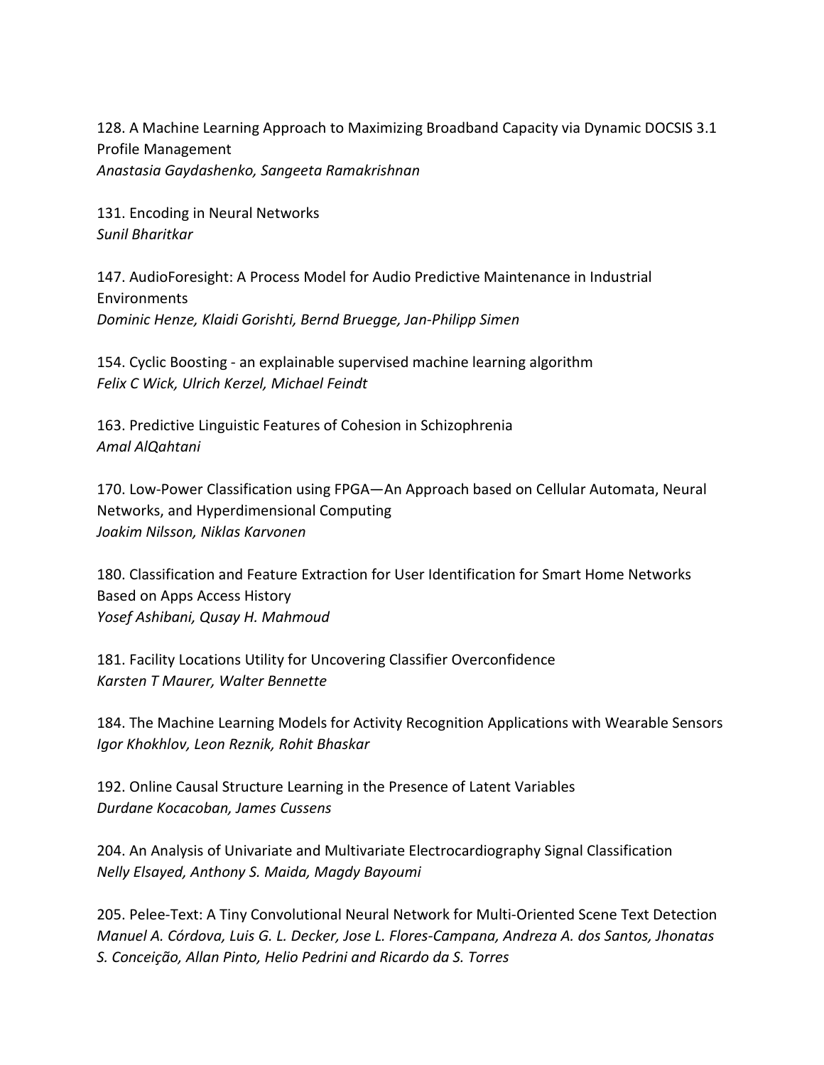128. A Machine Learning Approach to Maximizing Broadband Capacity via Dynamic DOCSIS 3.1 Profile Management
*Anastasia Gaydashenko, Sangeeta Ramakrishnan*

131. Encoding in Neural Networks
*Sunil Bharitkar*

147. AudioForesight: A Process Model for Audio Predictive Maintenance in Industrial Environments
*Dominic Henze, Klaidi Gorishti, Bernd Bruegge, Jan-Philipp Simen*

154. Cyclic Boosting - an explainable supervised machine learning algorithm
*Felix C Wick, Ulrich Kerzel, Michael Feindt*

163. Predictive Linguistic Features of Cohesion in Schizophrenia
*Amal AlQahtani*

170. Low-Power Classification using FPGA—An Approach based on Cellular Automata, Neural Networks, and Hyperdimensional Computing
*Joakim Nilsson, Niklas Karvonen*

180. Classification and Feature Extraction for User Identification for Smart Home Networks Based on Apps Access History
*Yosef Ashibani, Qusay H. Mahmoud*

181. Facility Locations Utility for Uncovering Classifier Overconfidence
*Karsten T Maurer, Walter Bennette*

184. The Machine Learning Models for Activity Recognition Applications with Wearable Sensors
*Igor Khokhlov, Leon Reznik, Rohit Bhaskar*

192. Online Causal Structure Learning in the Presence of Latent Variables
*Durdane Kocacoban, James Cussens*

204. An Analysis of Univariate and Multivariate Electrocardiography Signal Classification
*Nelly Elsayed, Anthony S. Maida, Magdy Bayoumi*

205. Pelee-Text: A Tiny Convolutional Neural Network for Multi-Oriented Scene Text Detection
*Manuel A. Córdova, Luis G. L. Decker, Jose L. Flores-Campana, Andreza A. dos Santos, Jhonatas S. Conceição, Allan Pinto, Helio Pedrini and Ricardo da S. Torres*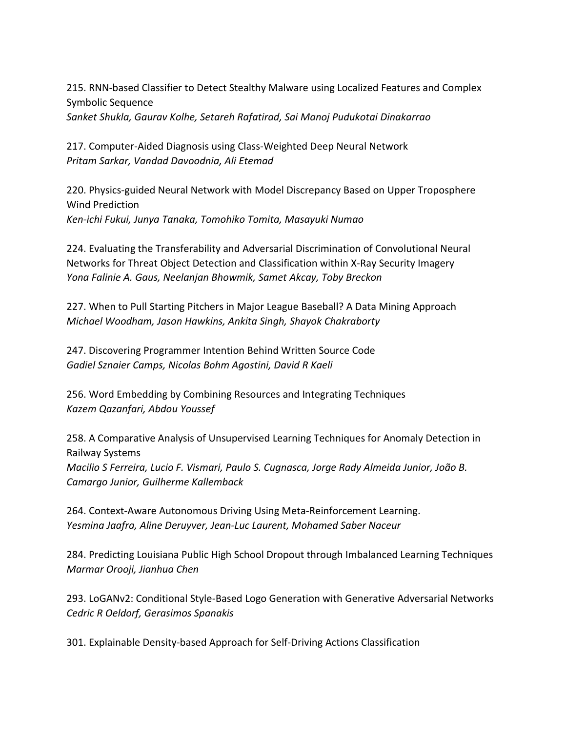215. RNN-based Classifier to Detect Stealthy Malware using Localized Features and Complex Symbolic Sequence
*Sanket Shukla, Gaurav Kolhe, Setareh Rafatirad, Sai Manoj Pudukotai Dinakarrao*

217. Computer-Aided Diagnosis using Class-Weighted Deep Neural Network
*Pritam Sarkar, Vandad Davoodnia, Ali Etemad*

220. Physics-guided Neural Network with Model Discrepancy Based on Upper Troposphere Wind Prediction
*Ken-ichi Fukui, Junya Tanaka, Tomohiko Tomita, Masayuki Numao*

224. Evaluating the Transferability and Adversarial Discrimination of Convolutional Neural Networks for Threat Object Detection and Classification within X-Ray Security Imagery
*Yona Falinie A. Gaus, Neelanjan Bhowmik, Samet Akcay, Toby Breckon*

227. When to Pull Starting Pitchers in Major League Baseball? A Data Mining Approach
*Michael Woodham, Jason Hawkins, Ankita Singh, Shayok Chakraborty*

247. Discovering Programmer Intention Behind Written Source Code
*Gadiel Sznaier Camps, Nicolas Bohm Agostini, David R Kaeli*

256. Word Embedding by Combining Resources and Integrating Techniques
*Kazem Qazanfari, Abdou Youssef*

258. A Comparative Analysis of Unsupervised Learning Techniques for Anomaly Detection in Railway Systems
*Macilio S Ferreira, Lucio F. Vismari, Paulo S. Cugnasca, Jorge Rady Almeida Junior, João B. Camargo Junior, Guilherme Kallemback*

264. Context-Aware Autonomous Driving Using Meta-Reinforcement Learning.
*Yesmina Jaafra, Aline Deruyver, Jean-Luc Laurent, Mohamed Saber Naceur*

284. Predicting Louisiana Public High School Dropout through Imbalanced Learning Techniques
*Marmar Orooji, Jianhua Chen*

293. LoGANv2: Conditional Style-Based Logo Generation with Generative Adversarial Networks
*Cedric R Oeldorf, Gerasimos Spanakis*

301. Explainable Density-based Approach for Self-Driving Actions Classification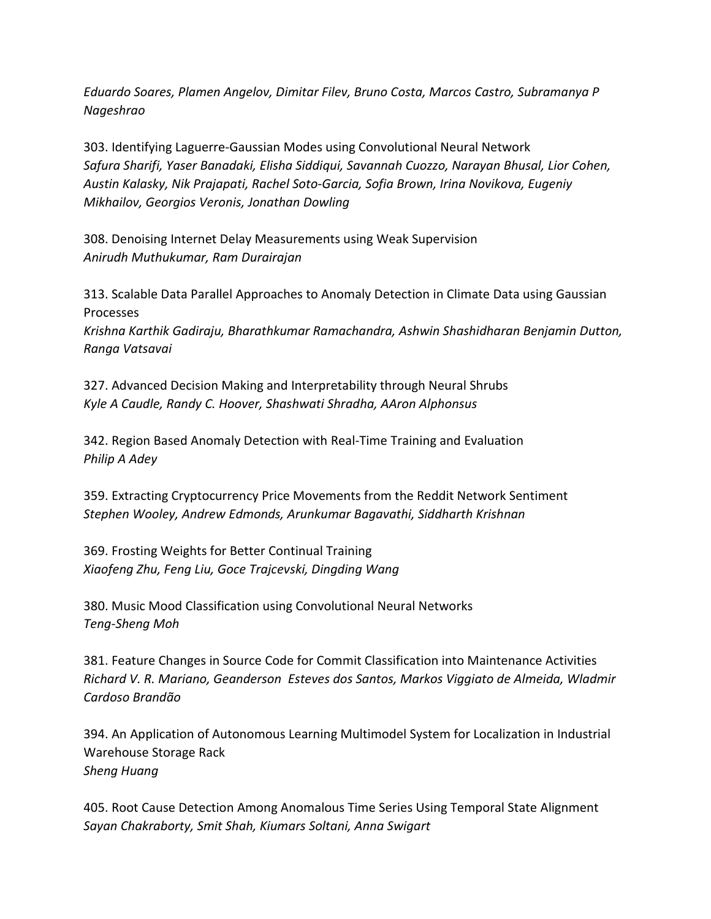*Eduardo Soares, Plamen Angelov, Dimitar Filev, Bruno Costa, Marcos Castro, Subramanya P Nageshrao*

303. Identifying Laguerre-Gaussian Modes using Convolutional Neural Network
*Safura Sharifi, Yaser Banadaki, Elisha Siddiqui, Savannah Cuozzo, Narayan Bhusal, Lior Cohen, Austin Kalasky, Nik Prajapati, Rachel Soto-Garcia, Sofia Brown, Irina Novikova, Eugeniy Mikhailov, Georgios Veronis, Jonathan Dowling*

308. Denoising Internet Delay Measurements using Weak Supervision
*Anirudh Muthukumar, Ram Durairajan*

313. Scalable Data Parallel Approaches to Anomaly Detection in Climate Data using Gaussian Processes
*Krishna Karthik Gadiraju, Bharathkumar Ramachandra, Ashwin Shashidharan Benjamin Dutton, Ranga Vatsavai*

327. Advanced Decision Making and Interpretability through Neural Shrubs
*Kyle A Caudle, Randy C. Hoover, Shashwati Shradha, AAron Alphonsus*

342. Region Based Anomaly Detection with Real-Time Training and Evaluation
*Philip A Adey*

359. Extracting Cryptocurrency Price Movements from the Reddit Network Sentiment
*Stephen Wooley, Andrew Edmonds, Arunkumar Bagavathi, Siddharth Krishnan*

369. Frosting Weights for Better Continual Training
*Xiaofeng Zhu, Feng Liu, Goce Trajcevski, Dingding Wang*

380. Music Mood Classification using Convolutional Neural Networks
*Teng-Sheng Moh*

381. Feature Changes in Source Code for Commit Classification into Maintenance Activities
*Richard V. R. Mariano, Geanderson Esteves dos Santos, Markos Viggiato de Almeida, Wladmir Cardoso Brandão*

394. An Application of Autonomous Learning Multimodel System for Localization in Industrial Warehouse Storage Rack
*Sheng Huang*

405. Root Cause Detection Among Anomalous Time Series Using Temporal State Alignment
*Sayan Chakraborty, Smit Shah, Kiumars Soltani, Anna Swigart*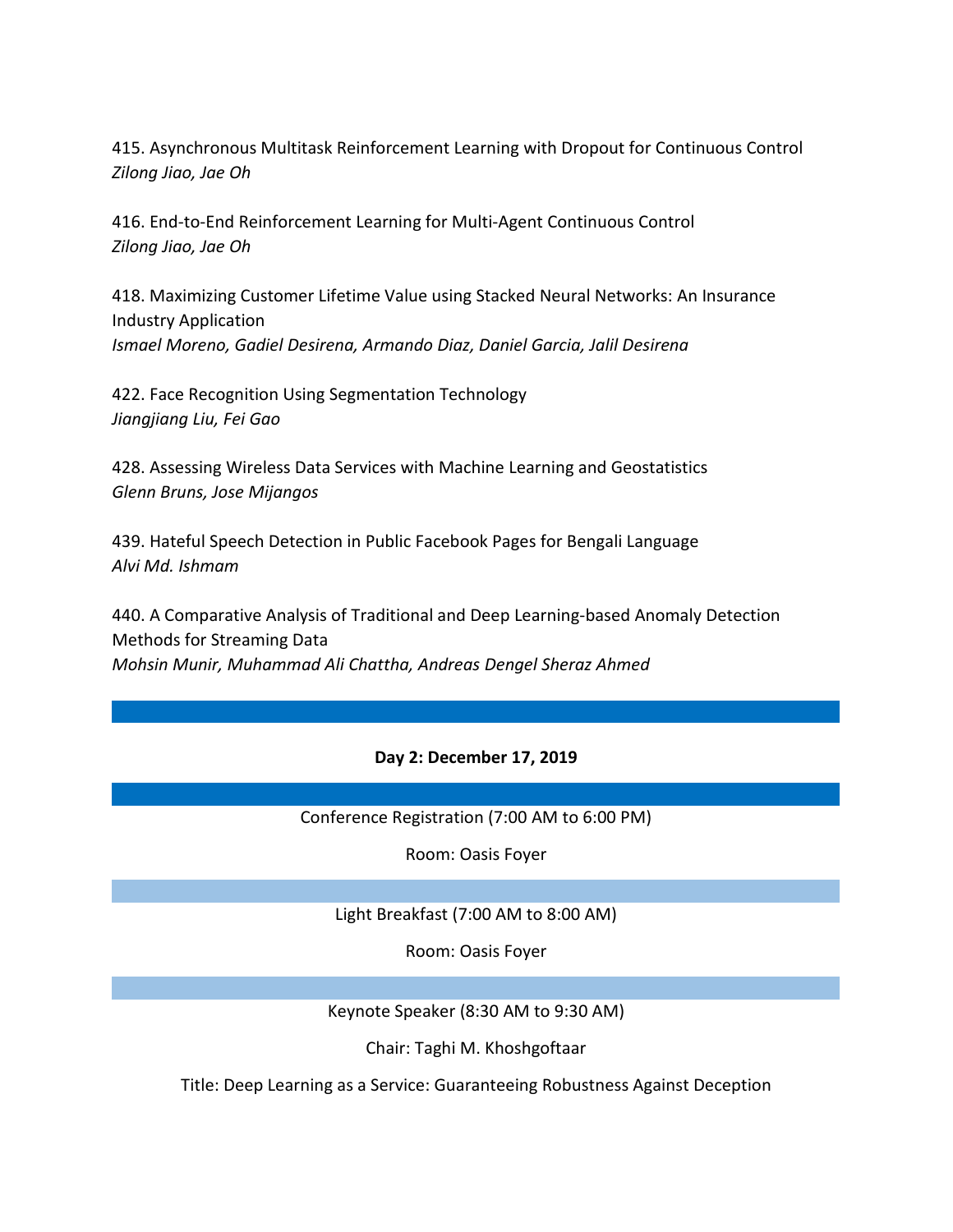415. Asynchronous Multitask Reinforcement Learning with Dropout for Continuous Control
*Zilong Jiao, Jae Oh*

416. End-to-End Reinforcement Learning for Multi-Agent Continuous Control
*Zilong Jiao, Jae Oh*

418. Maximizing Customer Lifetime Value using Stacked Neural Networks: An Insurance Industry Application
*Ismael Moreno, Gadiel Desirena, Armando Diaz, Daniel Garcia, Jalil Desirena*

422. Face Recognition Using Segmentation Technology
*Jiangjiang Liu, Fei Gao*

428. Assessing Wireless Data Services with Machine Learning and Geostatistics
*Glenn Bruns, Jose Mijangos*

439. Hateful Speech Detection in Public Facebook Pages for Bengali Language
*Alvi Md. Ishmam*

440. A Comparative Analysis of Traditional and Deep Learning-based Anomaly Detection Methods for Streaming Data
*Mohsin Munir, Muhammad Ali Chattha, Andreas Dengel Sheraz Ahmed*

## Day 2: December 17, 2019

Conference Registration (7:00 AM to 6:00 PM)

Room: Oasis Foyer

Light Breakfast (7:00 AM to 8:00 AM)

Room: Oasis Foyer

Keynote Speaker (8:30 AM to 9:30 AM)

Chair: Taghi M. Khoshgoftaar

Title: Deep Learning as a Service: Guaranteeing Robustness Against Deception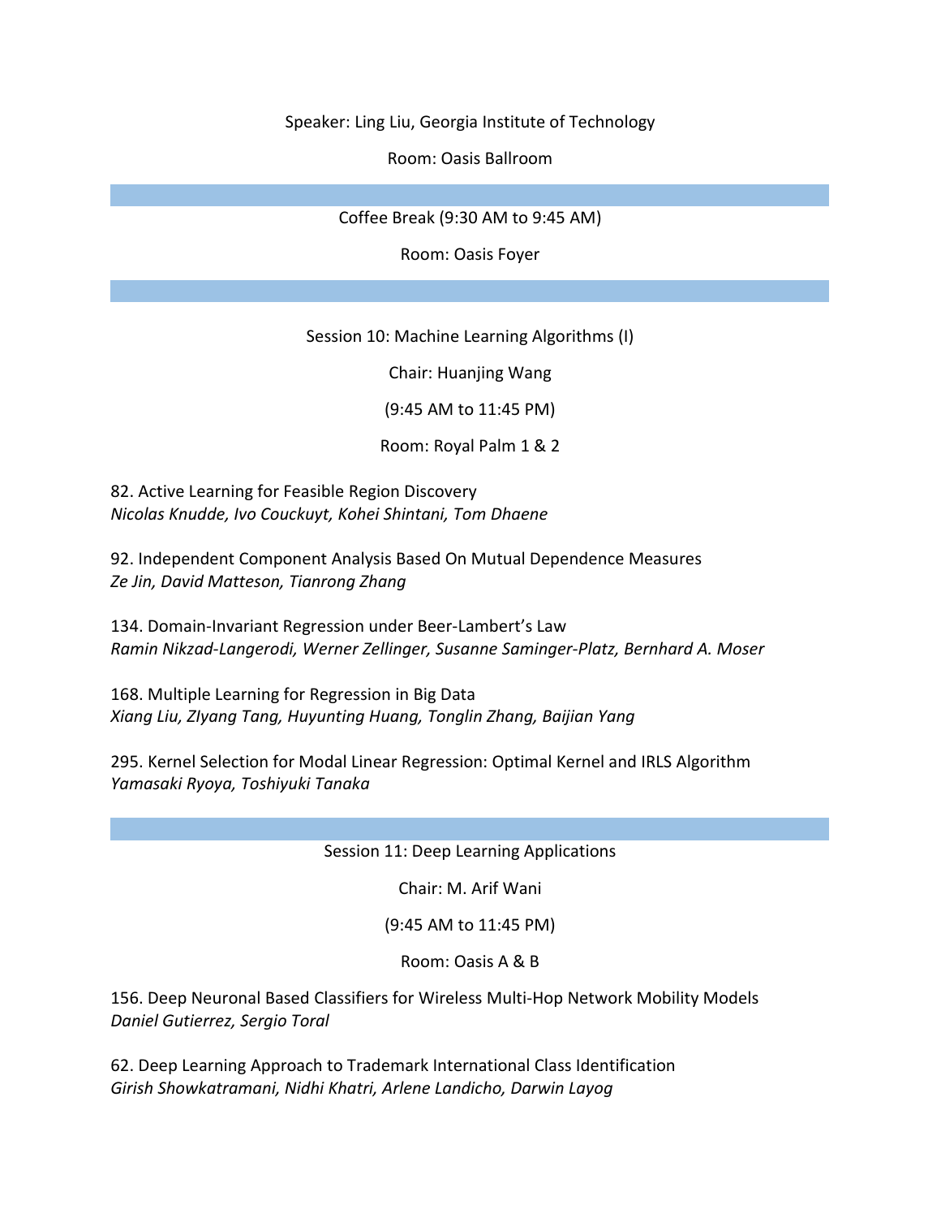Speaker: Ling Liu, Georgia Institute of Technology

Room: Oasis Ballroom

---

Coffee Break (9:30 AM to 9:45 AM)

Room: Oasis Foyer

---

## Session 10: Machine Learning Algorithms (I)

Chair: Huanjing Wang

(9:45 AM to 11:45 PM)

Room: Royal Palm 1 & 2

82. Active Learning for Feasible Region Discovery
*Nicolas Knudde, Ivo Couckuyt, Kohei Shintani, Tom Dhaene*

92. Independent Component Analysis Based On Mutual Dependence Measures
*Ze Jin, David Matteson, Tianrong Zhang*

134. Domain-Invariant Regression under Beer-Lambert's Law
*Ramin Nikzad-Langerodi, Werner Zellinger, Susanne Saminger-Platz, Bernhard A. Moser*

168. Multiple Learning for Regression in Big Data
*Xiang Liu, ZIyang Tang, Huyunting Huang, Tonglin Zhang, Baijian Yang*

295. Kernel Selection for Modal Linear Regression: Optimal Kernel and IRLS Algorithm
*Yamasaki Ryoya, Toshiyuki Tanaka*

---

## Session 11: Deep Learning Applications

Chair: M. Arif Wani

(9:45 AM to 11:45 PM)

Room: Oasis A & B

156. Deep Neuronal Based Classifiers for Wireless Multi-Hop Network Mobility Models
*Daniel Gutierrez, Sergio Toral*

62. Deep Learning Approach to Trademark International Class Identification
*Girish Showkatramani, Nidhi Khatri, Arlene Landicho, Darwin Layog*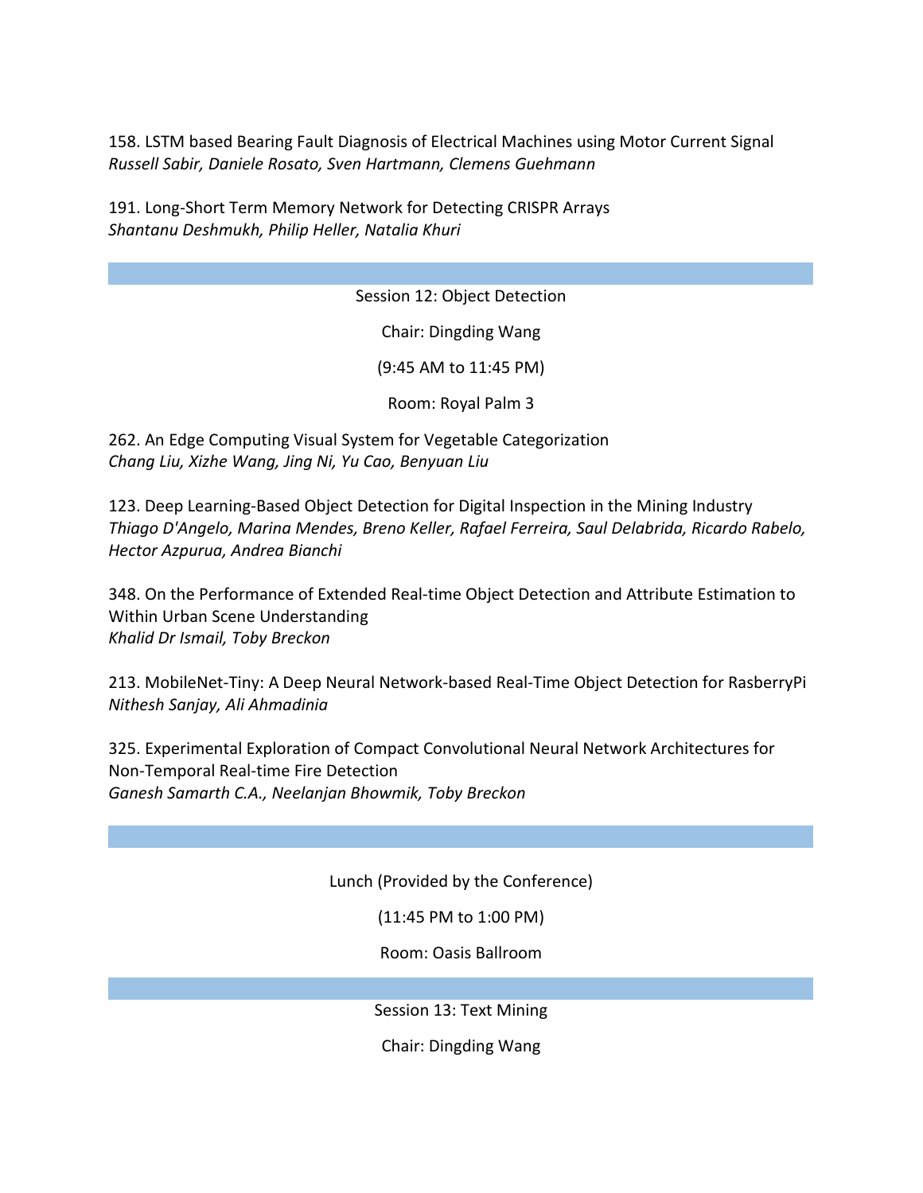158. LSTM based Bearing Fault Diagnosis of Electrical Machines using Motor Current Signal
*Russell Sabir, Daniele Rosato, Sven Hartmann, Clemens Guehmann*

191. Long-Short Term Memory Network for Detecting CRISPR Arrays
*Shantanu Deshmukh, Philip Heller, Natalia Khuri*

---

Session 12: Object Detection

Chair: Dingding Wang

(9:45 AM to 11:45 PM)

Room: Royal Palm 3

262. An Edge Computing Visual System for Vegetable Categorization
*Chang Liu, Xizhe Wang, Jing Ni, Yu Cao, Benyuan Liu*

123. Deep Learning-Based Object Detection for Digital Inspection in the Mining Industry
*Thiago D'Angelo, Marina Mendes, Breno Keller, Rafael Ferreira, Saul Delabrida, Ricardo Rabelo, Hector Azpurua, Andrea Bianchi*

348. On the Performance of Extended Real-time Object Detection and Attribute Estimation to Within Urban Scene Understanding
*Khalid Dr Ismail, Toby Breckon*

213. MobileNet-Tiny: A Deep Neural Network-based Real-Time Object Detection for RasberryPi
*Nithesh Sanjay, Ali Ahmadinia*

325. Experimental Exploration of Compact Convolutional Neural Network Architectures for Non-Temporal Real-time Fire Detection
*Ganesh Samarth C.A., Neelanjan Bhowmik, Toby Breckon*

---

Lunch (Provided by the Conference)

(11:45 PM to 1:00 PM)

Room: Oasis Ballroom

---

Session 13: Text Mining

Chair: Dingding Wang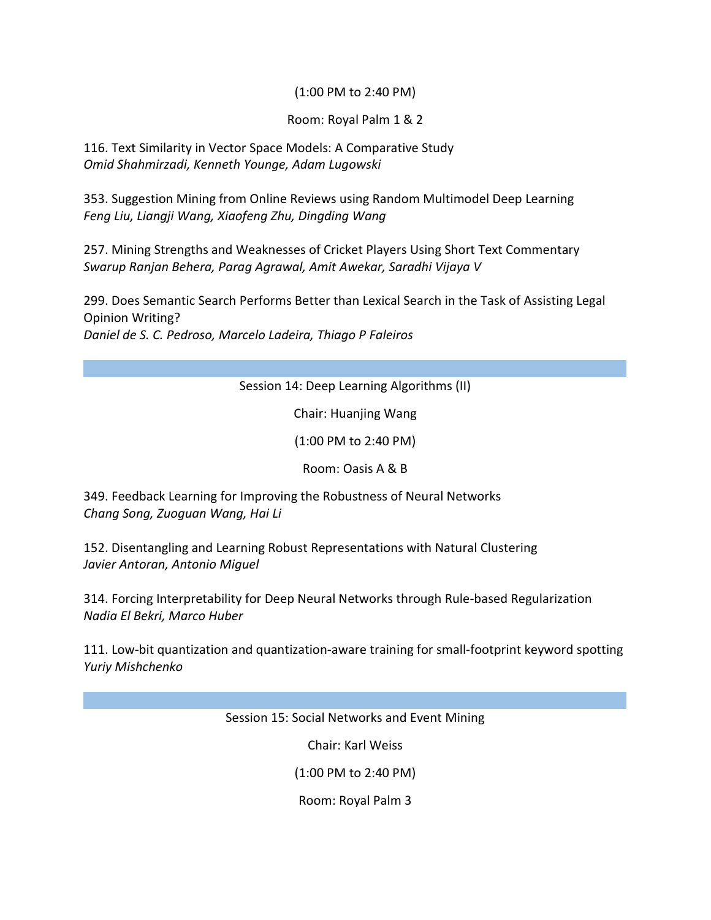(1:00 PM to 2:40 PM)

Room: Royal Palm 1 & 2

116. Text Similarity in Vector Space Models: A Comparative Study
*Omid Shahmirzadi, Kenneth Younge, Adam Lugowski*

353. Suggestion Mining from Online Reviews using Random Multimodel Deep Learning
*Feng Liu, Liangji Wang, Xiaofeng Zhu, Dingding Wang*

257. Mining Strengths and Weaknesses of Cricket Players Using Short Text Commentary
*Swarup Ranjan Behera, Parag Agrawal, Amit Awekar, Saradhi Vijaya V*

299. Does Semantic Search Performs Better than Lexical Search in the Task of Assisting Legal Opinion Writing?
*Daniel de S. C. Pedroso, Marcelo Ladeira, Thiago P Faleiros*

---

Session 14: Deep Learning Algorithms (II)

Chair: Huanjing Wang

(1:00 PM to 2:40 PM)

Room: Oasis A & B

349. Feedback Learning for Improving the Robustness of Neural Networks
*Chang Song, Zuoguan Wang, Hai Li*

152. Disentangling and Learning Robust Representations with Natural Clustering
*Javier Antoran, Antonio Miguel*

314. Forcing Interpretability for Deep Neural Networks through Rule-based Regularization
*Nadia El Bekri, Marco Huber*

111. Low-bit quantization and quantization-aware training for small-footprint keyword spotting
*Yuriy Mishchenko*

---

Session 15: Social Networks and Event Mining

Chair: Karl Weiss

(1:00 PM to 2:40 PM)

Room: Royal Palm 3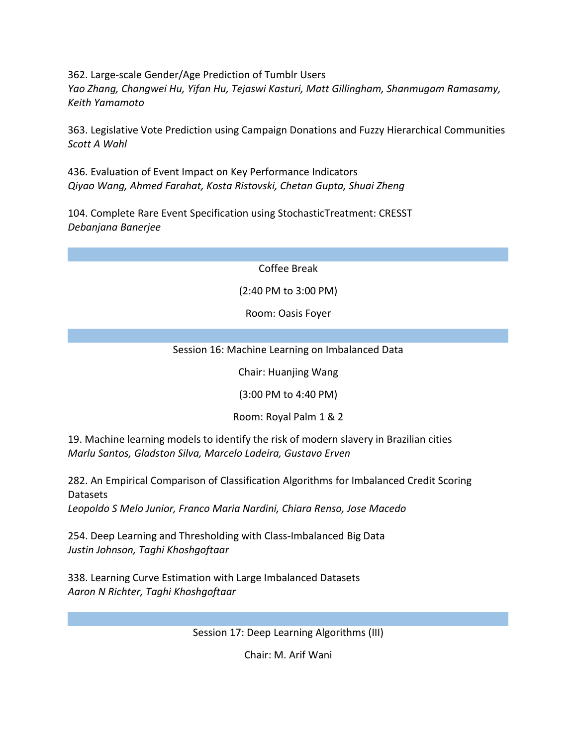362. Large-scale Gender/Age Prediction of Tumblr Users
*Yao Zhang, Changwei Hu, Yifan Hu, Tejaswi Kasturi, Matt Gillingham, Shanmugam Ramasamy, Keith Yamamoto*

363. Legislative Vote Prediction using Campaign Donations and Fuzzy Hierarchical Communities
*Scott A Wahl*

436. Evaluation of Event Impact on Key Performance Indicators
*Qiyao Wang, Ahmed Farahat, Kosta Ristovski, Chetan Gupta, Shuai Zheng*

104. Complete Rare Event Specification using StochasticTreatment: CRESST
*Debanjana Banerjee*

---

Coffee Break

(2:40 PM to 3:00 PM)

Room: Oasis Foyer

---

## Session 16: Machine Learning on Imbalanced Data

Chair: Huanjing Wang

(3:00 PM to 4:40 PM)

Room: Royal Palm 1 & 2

19. Machine learning models to identify the risk of modern slavery in Brazilian cities
*Marlu Santos, Gladston Silva, Marcelo Ladeira, Gustavo Erven*

282. An Empirical Comparison of Classification Algorithms for Imbalanced Credit Scoring Datasets
*Leopoldo S Melo Junior, Franco Maria Nardini, Chiara Renso, Jose Macedo*

254. Deep Learning and Thresholding with Class-Imbalanced Big Data
*Justin Johnson, Taghi Khoshgoftaar*

338. Learning Curve Estimation with Large Imbalanced Datasets
*Aaron N Richter, Taghi Khoshgoftaar*

---

## Session 17: Deep Learning Algorithms (III)

Chair: M. Arif Wani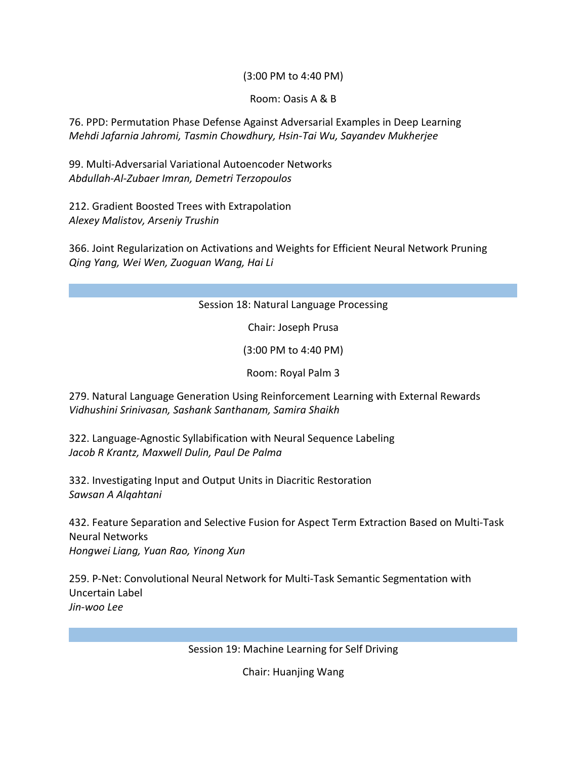(3:00 PM to 4:40 PM)

Room: Oasis A & B

76. PPD: Permutation Phase Defense Against Adversarial Examples in Deep Learning
*Mehdi Jafarnia Jahromi, Tasmin Chowdhury, Hsin-Tai Wu, Sayandev Mukherjee*

99. Multi-Adversarial Variational Autoencoder Networks
*Abdullah-Al-Zubaer Imran, Demetri Terzopoulos*

212. Gradient Boosted Trees with Extrapolation
*Alexey Malistov, Arseniy Trushin*

366. Joint Regularization on Activations and Weights for Efficient Neural Network Pruning
*Qing Yang, Wei Wen, Zuoguan Wang, Hai Li*

---

Session 18: Natural Language Processing

Chair: Joseph Prusa

(3:00 PM to 4:40 PM)

Room: Royal Palm 3

279. Natural Language Generation Using Reinforcement Learning with External Rewards
*Vidhushini Srinivasan, Sashank Santhanam, Samira Shaikh*

322. Language-Agnostic Syllabification with Neural Sequence Labeling
*Jacob R Krantz, Maxwell Dulin, Paul De Palma*

332. Investigating Input and Output Units in Diacritic Restoration
*Sawsan A Alqahtani*

432. Feature Separation and Selective Fusion for Aspect Term Extraction Based on Multi-Task Neural Networks
*Hongwei Liang, Yuan Rao, Yinong Xun*

259. P-Net: Convolutional Neural Network for Multi-Task Semantic Segmentation with Uncertain Label
*Jin-woo Lee*

---

Session 19: Machine Learning for Self Driving

Chair: Huanjing Wang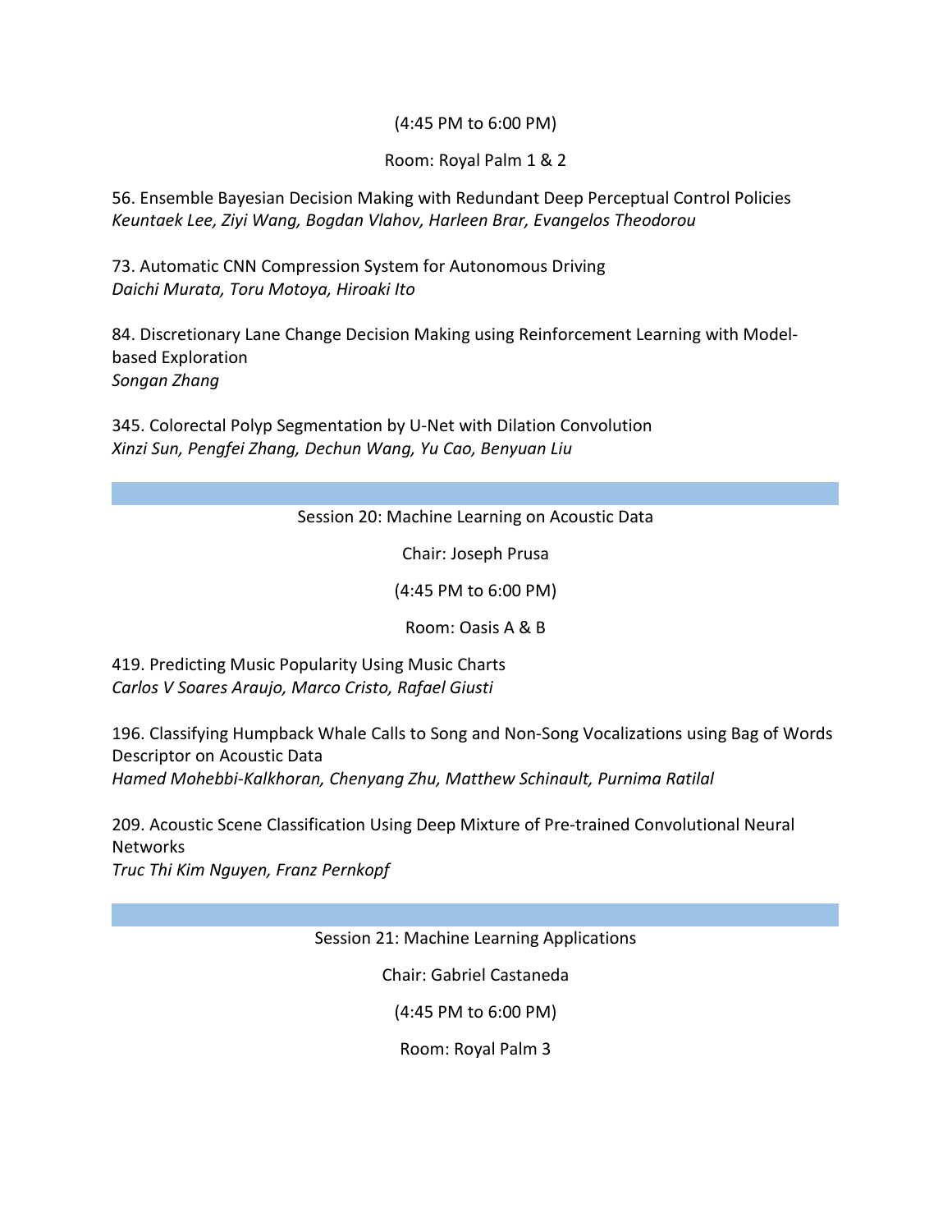(4:45 PM to 6:00 PM)

Room: Royal Palm 1 & 2

56. Ensemble Bayesian Decision Making with Redundant Deep Perceptual Control Policies
*Keuntaek Lee, Ziyi Wang, Bogdan Vlahov, Harleen Brar, Evangelos Theodorou*

73. Automatic CNN Compression System for Autonomous Driving
*Daichi Murata, Toru Motoya, Hiroaki Ito*

84. Discretionary Lane Change Decision Making using Reinforcement Learning with Model-based Exploration
*Songan Zhang*

345. Colorectal Polyp Segmentation by U-Net with Dilation Convolution
*Xinzi Sun, Pengfei Zhang, Dechun Wang, Yu Cao, Benyuan Liu*

---

## Session 20: Machine Learning on Acoustic Data

Chair: Joseph Prusa

(4:45 PM to 6:00 PM)

Room: Oasis A & B

419. Predicting Music Popularity Using Music Charts
*Carlos V Soares Araujo, Marco Cristo, Rafael Giusti*

196. Classifying Humpback Whale Calls to Song and Non-Song Vocalizations using Bag of Words Descriptor on Acoustic Data
*Hamed Mohebbi-Kalkhoran, Chenyang Zhu, Matthew Schinault, Purnima Ratilal*

209. Acoustic Scene Classification Using Deep Mixture of Pre-trained Convolutional Neural Networks
*Truc Thi Kim Nguyen, Franz Pernkopf*

---

## Session 21: Machine Learning Applications

Chair: Gabriel Castaneda

(4:45 PM to 6:00 PM)

Room: Royal Palm 3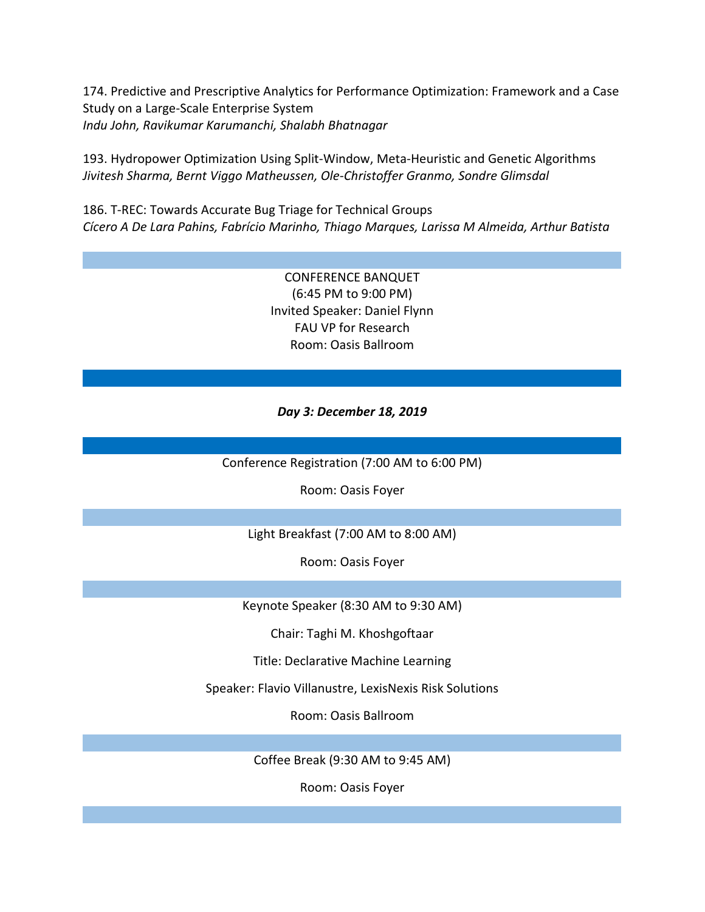174. Predictive and Prescriptive Analytics for Performance Optimization: Framework and a Case Study on a Large-Scale Enterprise System
*Indu John, Ravikumar Karumanchi, Shalabh Bhatnagar*

193. Hydropower Optimization Using Split-Window, Meta-Heuristic and Genetic Algorithms
*Jivitesh Sharma, Bernt Viggo Matheussen, Ole-Christoffer Granmo, Sondre Glimsdal*

186. T-REC: Towards Accurate Bug Triage for Technical Groups
*Cícero A De Lara Pahins, Fabrício Marinho, Thiago Marques, Larissa M Almeida, Arthur Batista*

CONFERENCE BANQUET
(6:45 PM to 9:00 PM)
Invited Speaker: Daniel Flynn
FAU VP for Research
Room: Oasis Ballroom

***Day 3: December 18, 2019***

Conference Registration (7:00 AM to 6:00 PM)

Room: Oasis Foyer

Light Breakfast (7:00 AM to 8:00 AM)

Room: Oasis Foyer

Keynote Speaker (8:30 AM to 9:30 AM)

Chair: Taghi M. Khoshgoftaar

Title: Declarative Machine Learning

Speaker: Flavio Villanustre, LexisNexis Risk Solutions

Room: Oasis Ballroom

Coffee Break (9:30 AM to 9:45 AM)

Room: Oasis Foyer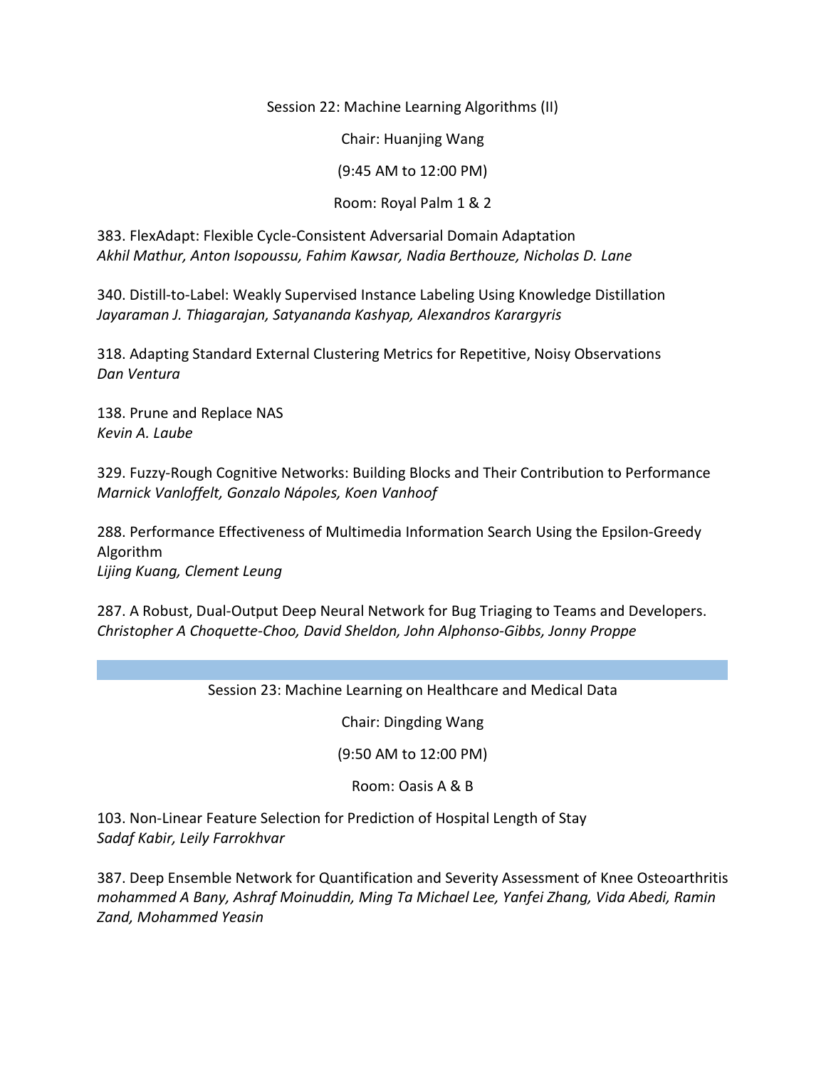Session 22: Machine Learning Algorithms (II)

Chair: Huanjing Wang

(9:45 AM to 12:00 PM)

Room: Royal Palm 1 & 2

383. FlexAdapt: Flexible Cycle-Consistent Adversarial Domain Adaptation
*Akhil Mathur, Anton Isopoussu, Fahim Kawsar, Nadia Berthouze, Nicholas D. Lane*

340. Distill-to-Label: Weakly Supervised Instance Labeling Using Knowledge Distillation
*Jayaraman J. Thiagarajan, Satyananda Kashyap, Alexandros Karargyris*

318. Adapting Standard External Clustering Metrics for Repetitive, Noisy Observations
*Dan Ventura*

138. Prune and Replace NAS
*Kevin A. Laube*

329. Fuzzy-Rough Cognitive Networks: Building Blocks and Their Contribution to Performance
*Marnick Vanloffelt, Gonzalo Nápoles, Koen Vanhoof*

288. Performance Effectiveness of Multimedia Information Search Using the Epsilon-Greedy Algorithm
*Lijing Kuang, Clement Leung*

287. A Robust, Dual-Output Deep Neural Network for Bug Triaging to Teams and Developers.
*Christopher A Choquette-Choo, David Sheldon, John Alphonso-Gibbs, Jonny Proppe*

---

Session 23: Machine Learning on Healthcare and Medical Data

Chair: Dingding Wang

(9:50 AM to 12:00 PM)

Room: Oasis A & B

103. Non-Linear Feature Selection for Prediction of Hospital Length of Stay
*Sadaf Kabir, Leily Farrokhvar*

387. Deep Ensemble Network for Quantification and Severity Assessment of Knee Osteoarthritis
*mohammed A Bany, Ashraf Moinuddin, Ming Ta Michael Lee, Yanfei Zhang, Vida Abedi, Ramin Zand, Mohammed Yeasin*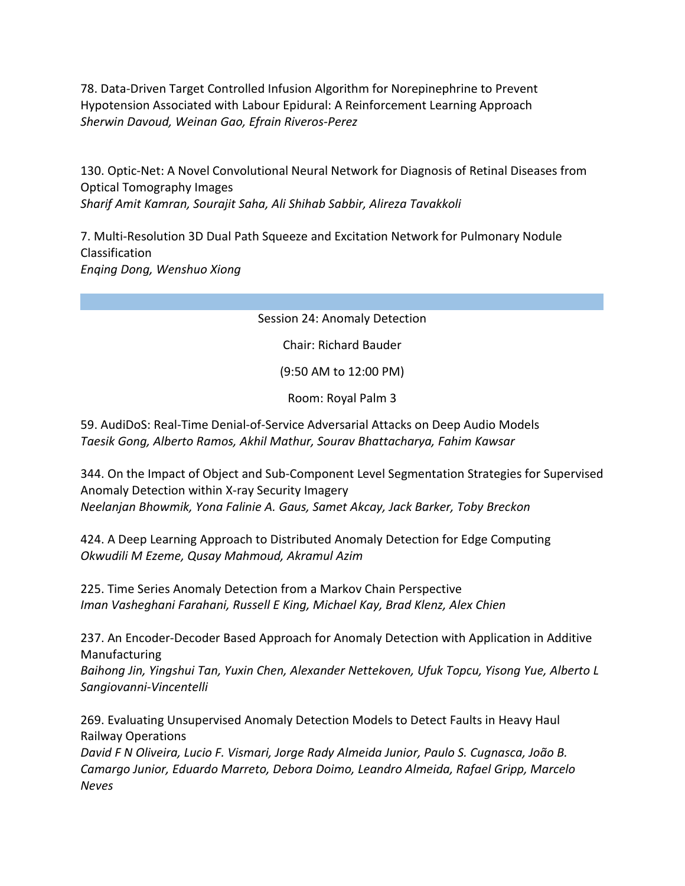78. Data-Driven Target Controlled Infusion Algorithm for Norepinephrine to Prevent Hypotension Associated with Labour Epidural: A Reinforcement Learning Approach
*Sherwin Davoud, Weinan Gao, Efrain Riveros-Perez*

130. Optic-Net: A Novel Convolutional Neural Network for Diagnosis of Retinal Diseases from Optical Tomography Images
*Sharif Amit Kamran, Sourajit Saha, Ali Shihab Sabbir, Alireza Tavakkoli*

7. Multi-Resolution 3D Dual Path Squeeze and Excitation Network for Pulmonary Nodule Classification
*Enqing Dong, Wenshuo Xiong*

---

Session 24: Anomaly Detection

Chair: Richard Bauder

(9:50 AM to 12:00 PM)

Room: Royal Palm 3

59. AudiDoS: Real-Time Denial-of-Service Adversarial Attacks on Deep Audio Models
*Taesik Gong, Alberto Ramos, Akhil Mathur, Sourav Bhattacharya, Fahim Kawsar*

344. On the Impact of Object and Sub-Component Level Segmentation Strategies for Supervised Anomaly Detection within X-ray Security Imagery
*Neelanjan Bhowmik, Yona Falinie A. Gaus, Samet Akcay, Jack Barker, Toby Breckon*

424. A Deep Learning Approach to Distributed Anomaly Detection for Edge Computing
*Okwudili M Ezeme, Qusay Mahmoud, Akramul Azim*

225. Time Series Anomaly Detection from a Markov Chain Perspective
*Iman Vasheghani Farahani, Russell E King, Michael Kay, Brad Klenz, Alex Chien*

237. An Encoder-Decoder Based Approach for Anomaly Detection with Application in Additive Manufacturing
*Baihong Jin, Yingshui Tan, Yuxin Chen, Alexander Nettekoven, Ufuk Topcu, Yisong Yue, Alberto L Sangiovanni-Vincentelli*

269. Evaluating Unsupervised Anomaly Detection Models to Detect Faults in Heavy Haul Railway Operations
*David F N Oliveira, Lucio F. Vismari, Jorge Rady Almeida Junior, Paulo S. Cugnasca, João B. Camargo Junior, Eduardo Marreto, Debora Doimo, Leandro Almeida, Rafael Gripp, Marcelo Neves*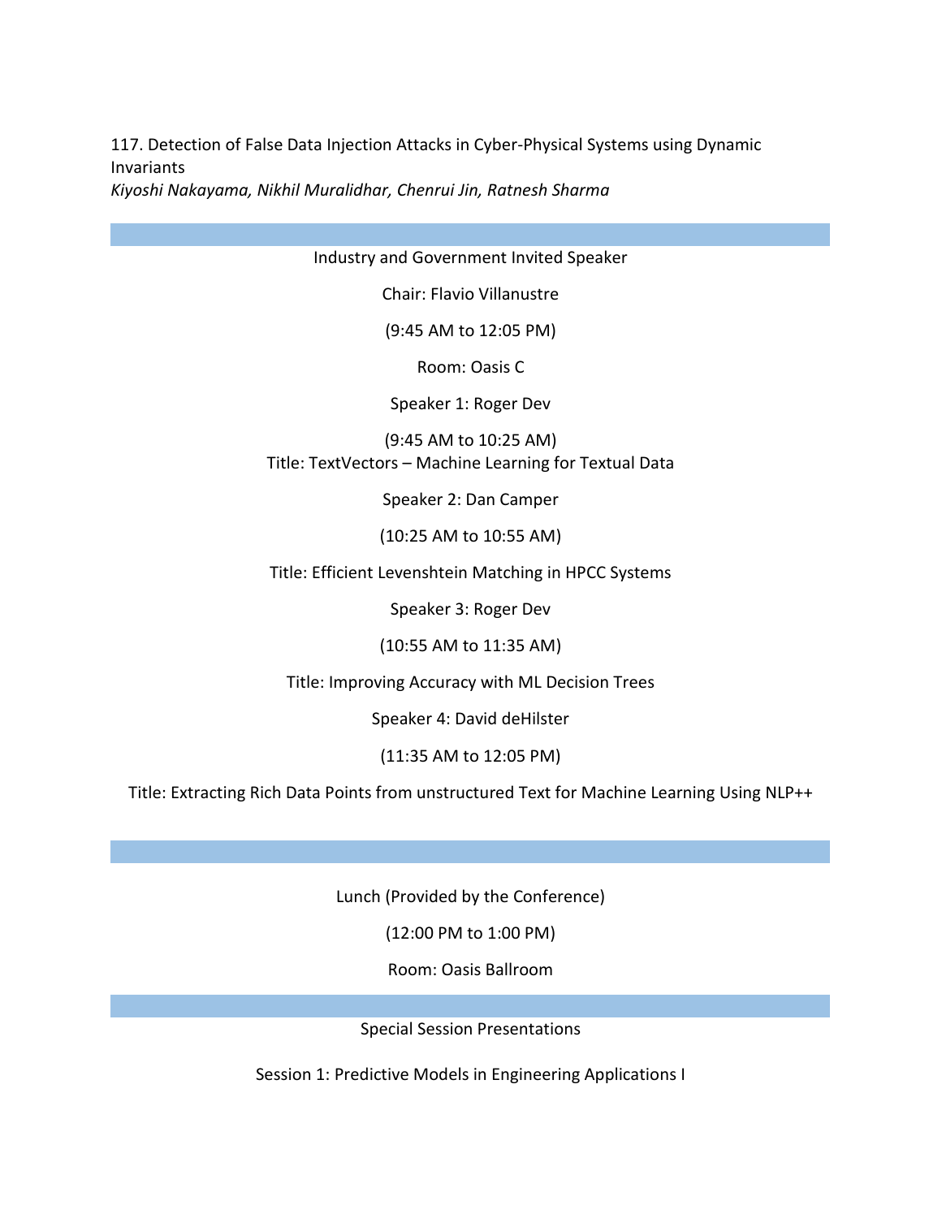117. Detection of False Data Injection Attacks in Cyber-Physical Systems using Dynamic Invariants
*Kiyoshi Nakayama, Nikhil Muralidhar, Chenrui Jin, Ratnesh Sharma*

---

Industry and Government Invited Speaker

Chair: Flavio Villanustre

(9:45 AM to 12:05 PM)

Room: Oasis C

Speaker 1: Roger Dev

(9:45 AM to 10:25 AM)
Title: TextVectors – Machine Learning for Textual Data

Speaker 2: Dan Camper

(10:25 AM to 10:55 AM)

Title: Efficient Levenshtein Matching in HPCC Systems

Speaker 3: Roger Dev

(10:55 AM to 11:35 AM)

Title: Improving Accuracy with ML Decision Trees

Speaker 4: David deHilster

(11:35 AM to 12:05 PM)

Title: Extracting Rich Data Points from unstructured Text for Machine Learning Using NLP++

---

Lunch (Provided by the Conference)

(12:00 PM to 1:00 PM)

Room: Oasis Ballroom

---

Special Session Presentations

Session 1: Predictive Models in Engineering Applications I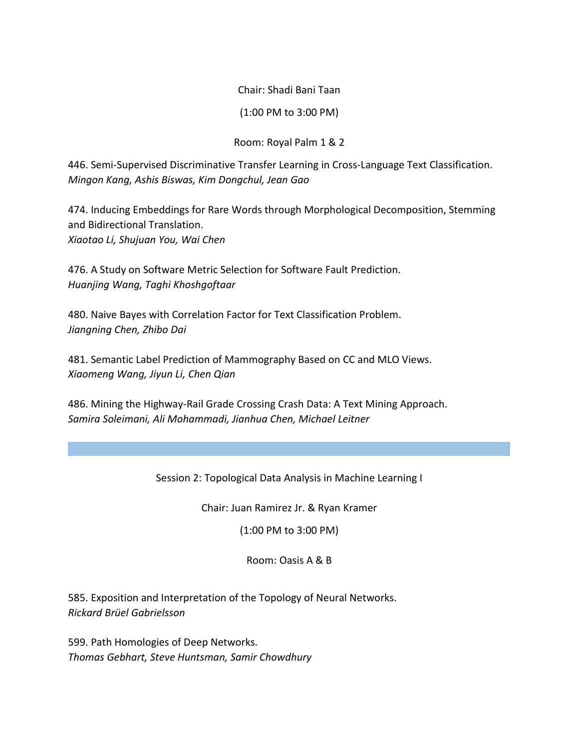Chair: Shadi Bani Taan

(1:00 PM to 3:00 PM)

Room: Royal Palm 1 & 2

446. Semi-Supervised Discriminative Transfer Learning in Cross-Language Text Classification.
*Mingon Kang, Ashis Biswas, Kim Dongchul, Jean Gao*

474. Inducing Embeddings for Rare Words through Morphological Decomposition, Stemming and Bidirectional Translation.
*Xiaotao Li, Shujuan You, Wai Chen*

476. A Study on Software Metric Selection for Software Fault Prediction.
*Huanjing Wang, Taghi Khoshgoftaar*

480. Naive Bayes with Correlation Factor for Text Classification Problem.
*Jiangning Chen, Zhibo Dai*

481. Semantic Label Prediction of Mammography Based on CC and MLO Views.
*Xiaomeng Wang, Jiyun Li, Chen Qian*

486. Mining the Highway-Rail Grade Crossing Crash Data: A Text Mining Approach.
*Samira Soleimani, Ali Mohammadi, Jianhua Chen, Michael Leitner*

---

## Session 2: Topological Data Analysis in Machine Learning I

Chair: Juan Ramirez Jr. & Ryan Kramer

(1:00 PM to 3:00 PM)

Room: Oasis A & B

585. Exposition and Interpretation of the Topology of Neural Networks.
*Rickard Brüel Gabrielsson*

599. Path Homologies of Deep Networks.
*Thomas Gebhart, Steve Huntsman, Samir Chowdhury*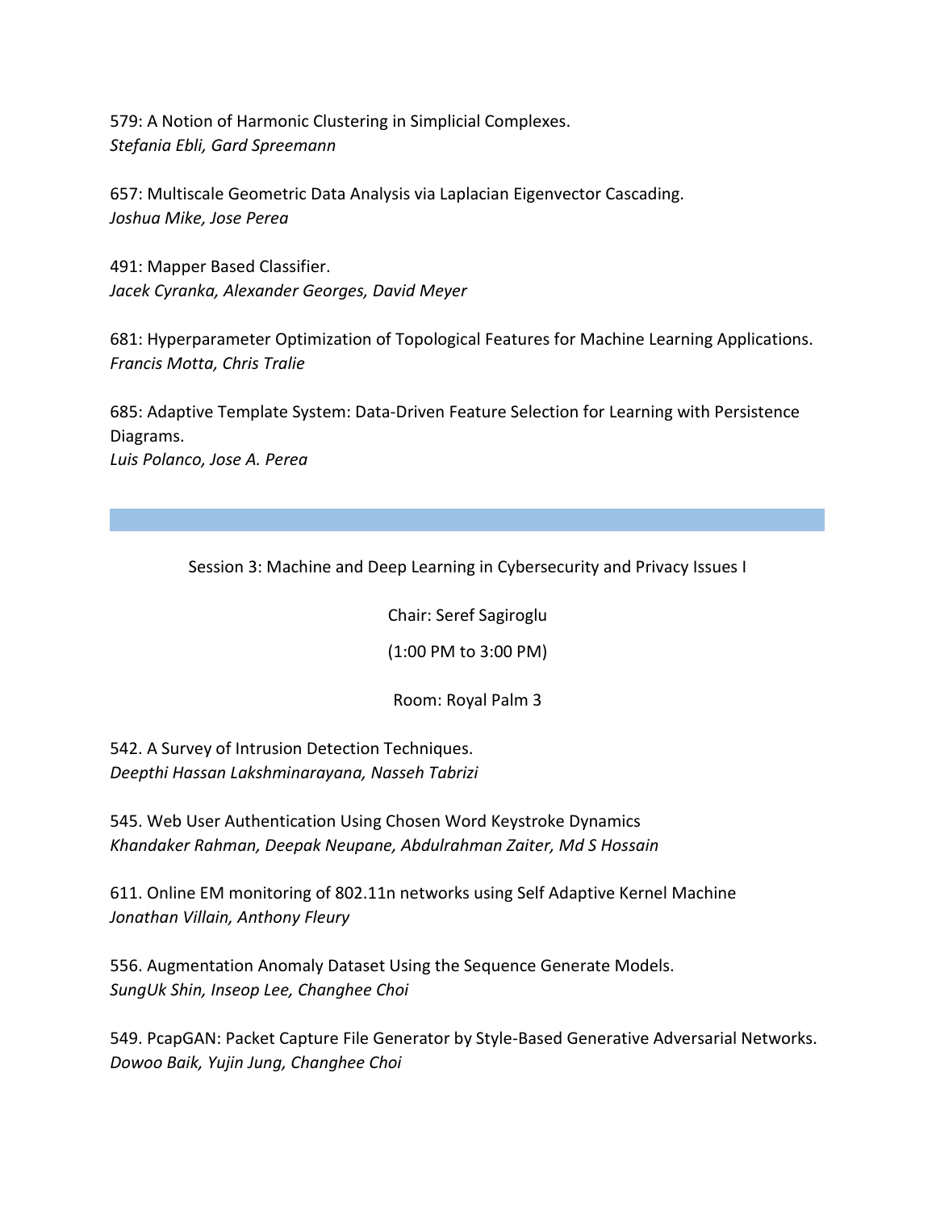579: A Notion of Harmonic Clustering in Simplicial Complexes.
*Stefania Ebli, Gard Spreemann*

657: Multiscale Geometric Data Analysis via Laplacian Eigenvector Cascading.
*Joshua Mike, Jose Perea*

491: Mapper Based Classifier.
*Jacek Cyranka, Alexander Georges, David Meyer*

681: Hyperparameter Optimization of Topological Features for Machine Learning Applications.
*Francis Motta, Chris Tralie*

685: Adaptive Template System: Data-Driven Feature Selection for Learning with Persistence Diagrams.
*Luis Polanco, Jose A. Perea*

---

Session 3: Machine and Deep Learning in Cybersecurity and Privacy Issues I

Chair: Seref Sagiroglu

(1:00 PM to 3:00 PM)

Room: Royal Palm 3

542. A Survey of Intrusion Detection Techniques.
*Deepthi Hassan Lakshminarayana, Nasseh Tabrizi*

545. Web User Authentication Using Chosen Word Keystroke Dynamics
*Khandaker Rahman, Deepak Neupane, Abdulrahman Zaiter, Md S Hossain*

611. Online EM monitoring of 802.11n networks using Self Adaptive Kernel Machine
*Jonathan Villain, Anthony Fleury*

556. Augmentation Anomaly Dataset Using the Sequence Generate Models.
*SungUk Shin, Inseop Lee, Changhee Choi*

549. PcapGAN: Packet Capture File Generator by Style-Based Generative Adversarial Networks.
*Dowoo Baik, Yujin Jung, Changhee Choi*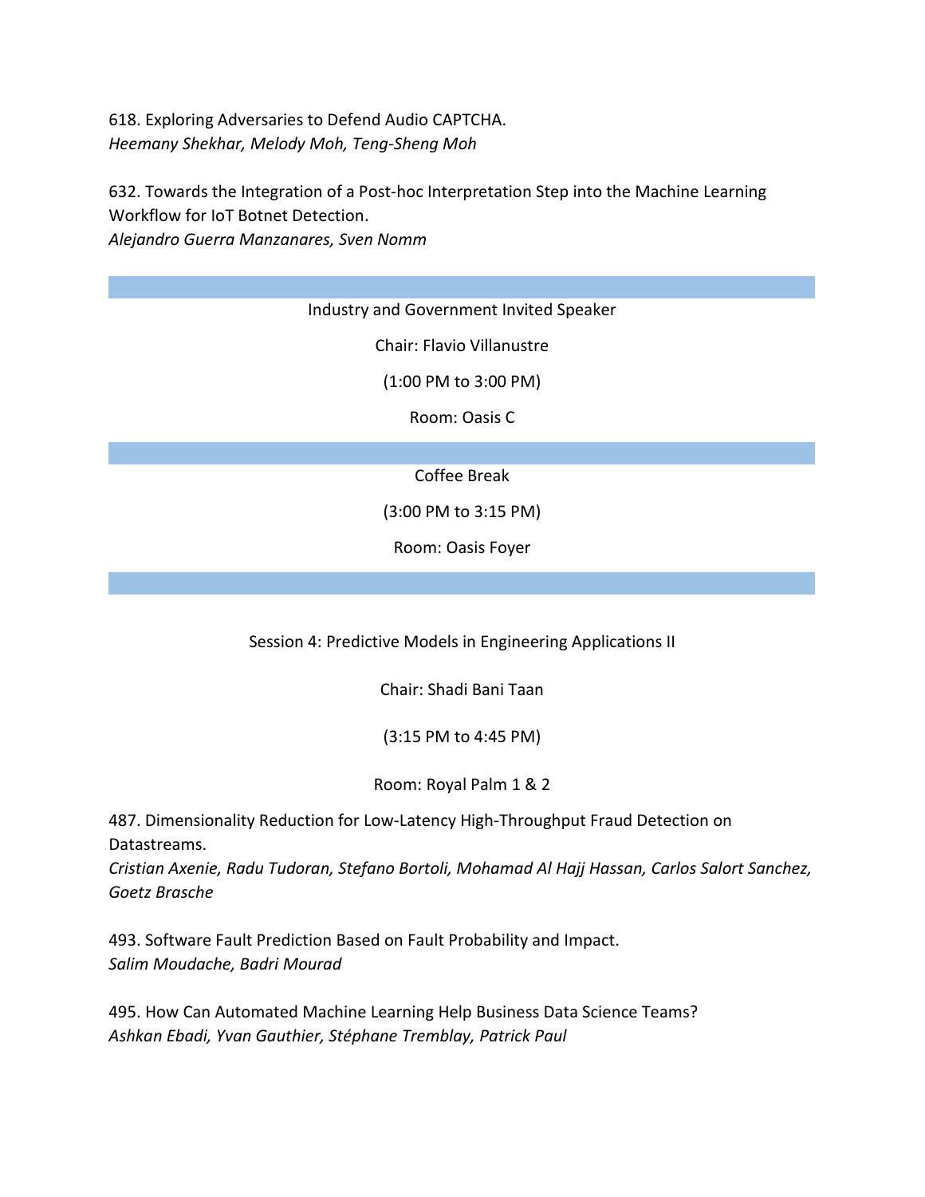618. Exploring Adversaries to Defend Audio CAPTCHA.
*Heemany Shekhar, Melody Moh, Teng-Sheng Moh*

632. Towards the Integration of a Post-hoc Interpretation Step into the Machine Learning Workflow for IoT Botnet Detection.
*Alejandro Guerra Manzanares, Sven Nomm*

---

Industry and Government Invited Speaker

Chair: Flavio Villanustre

(1:00 PM to 3:00 PM)

Room: Oasis C

---

Coffee Break

(3:00 PM to 3:15 PM)

Room: Oasis Foyer

---

## Session 4: Predictive Models in Engineering Applications II

Chair: Shadi Bani Taan

(3:15 PM to 4:45 PM)

Room: Royal Palm 1 & 2

487. Dimensionality Reduction for Low-Latency High-Throughput Fraud Detection on Datastreams.
*Cristian Axenie, Radu Tudoran, Stefano Bortoli, Mohamad Al Hajj Hassan, Carlos Salort Sanchez, Goetz Brasche*

493. Software Fault Prediction Based on Fault Probability and Impact.
*Salim Moudache, Badri Mourad*

495. How Can Automated Machine Learning Help Business Data Science Teams?
*Ashkan Ebadi, Yvan Gauthier, Stéphane Tremblay, Patrick Paul*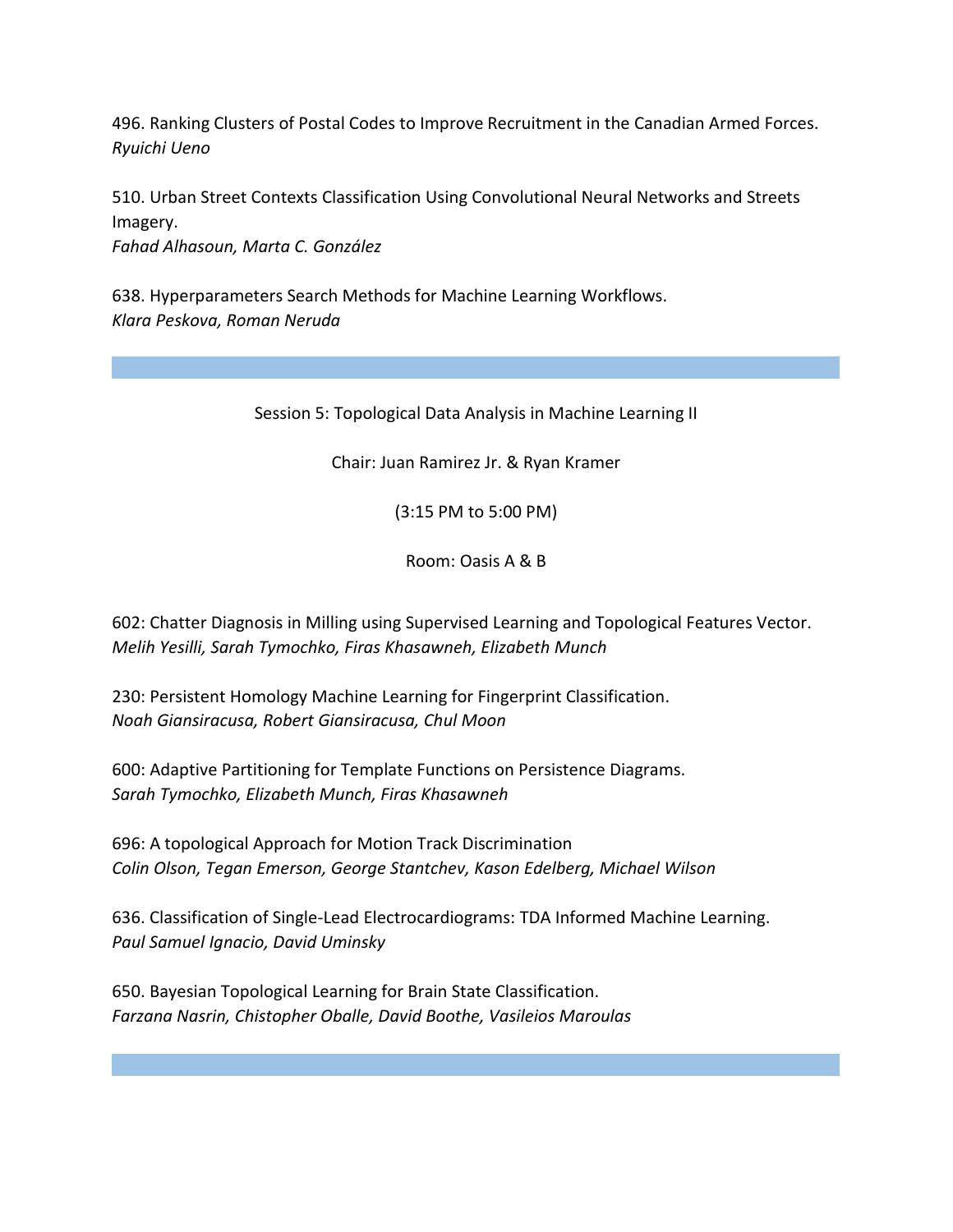496. Ranking Clusters of Postal Codes to Improve Recruitment in the Canadian Armed Forces.
*Ryuichi Ueno*

510. Urban Street Contexts Classification Using Convolutional Neural Networks and Streets Imagery.
*Fahad Alhasoun, Marta C. González*

638. Hyperparameters Search Methods for Machine Learning Workflows.
*Klara Peskova, Roman Neruda*

---

Session 5: Topological Data Analysis in Machine Learning II

Chair: Juan Ramirez Jr. & Ryan Kramer

(3:15 PM to 5:00 PM)

Room: Oasis A & B

602: Chatter Diagnosis in Milling using Supervised Learning and Topological Features Vector.
*Melih Yesilli, Sarah Tymochko, Firas Khasawneh, Elizabeth Munch*

230: Persistent Homology Machine Learning for Fingerprint Classification.
*Noah Giansiracusa, Robert Giansiracusa, Chul Moon*

600: Adaptive Partitioning for Template Functions on Persistence Diagrams.
*Sarah Tymochko, Elizabeth Munch, Firas Khasawneh*

696: A topological Approach for Motion Track Discrimination
*Colin Olson, Tegan Emerson, George Stantchev, Kason Edelberg, Michael Wilson*

636. Classification of Single-Lead Electrocardiograms: TDA Informed Machine Learning.
*Paul Samuel Ignacio, David Uminsky*

650. Bayesian Topological Learning for Brain State Classification.
*Farzana Nasrin, Chistopher Oballe, David Boothe, Vasileios Maroulas*

---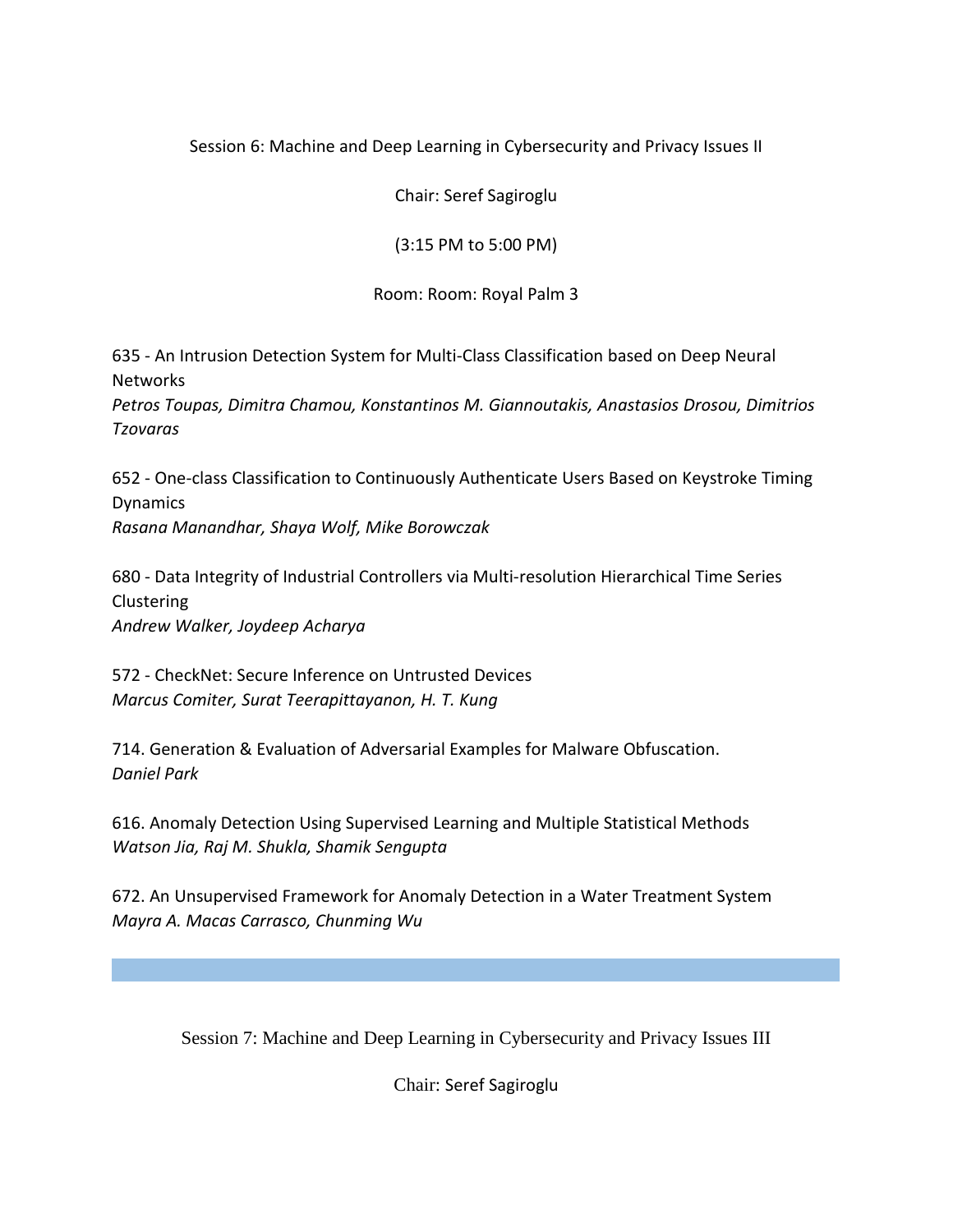## Session 6: Machine and Deep Learning in Cybersecurity and Privacy Issues II

Chair: Seref Sagiroglu

(3:15 PM to 5:00 PM)

Room: Room: Royal Palm 3

635 - An Intrusion Detection System for Multi-Class Classification based on Deep Neural Networks
*Petros Toupas, Dimitra Chamou, Konstantinos M. Giannoutakis, Anastasios Drosou, Dimitrios Tzovaras*

652 - One-class Classification to Continuously Authenticate Users Based on Keystroke Timing Dynamics
*Rasana Manandhar, Shaya Wolf, Mike Borowczak*

680 - Data Integrity of Industrial Controllers via Multi-resolution Hierarchical Time Series Clustering
*Andrew Walker, Joydeep Acharya*

572 - CheckNet: Secure Inference on Untrusted Devices
*Marcus Comiter, Surat Teerapittayanon, H. T. Kung*

714. Generation & Evaluation of Adversarial Examples for Malware Obfuscation.
*Daniel Park*

616. Anomaly Detection Using Supervised Learning and Multiple Statistical Methods
*Watson Jia, Raj M. Shukla, Shamik Sengupta*

672. An Unsupervised Framework for Anomaly Detection in a Water Treatment System
*Mayra A. Macas Carrasco, Chunming Wu*

---

## Session 7: Machine and Deep Learning in Cybersecurity and Privacy Issues III

Chair: Seref Sagiroglu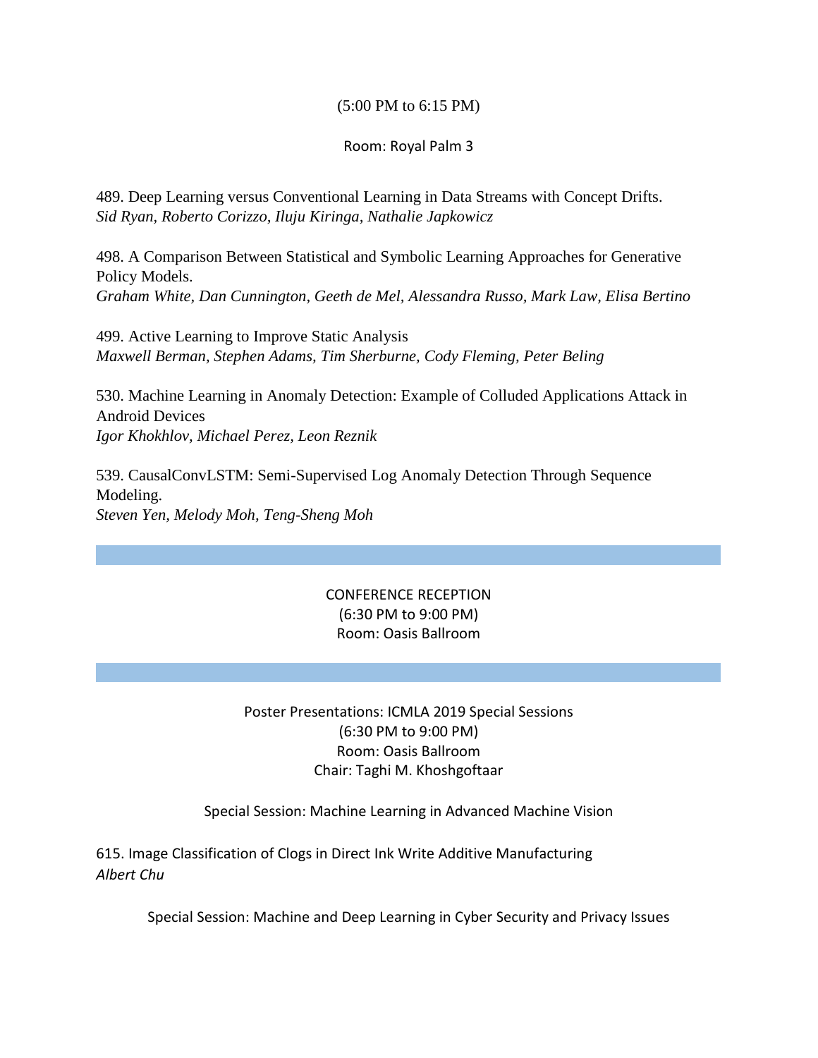(5:00 PM to 6:15 PM)

Room: Royal Palm 3

489. Deep Learning versus Conventional Learning in Data Streams with Concept Drifts.
*Sid Ryan, Roberto Corizzo, Iluju Kiringa, Nathalie Japkowicz*

498. A Comparison Between Statistical and Symbolic Learning Approaches for Generative Policy Models.
*Graham White, Dan Cunnington, Geeth de Mel, Alessandra Russo, Mark Law, Elisa Bertino*

499. Active Learning to Improve Static Analysis
*Maxwell Berman, Stephen Adams, Tim Sherburne, Cody Fleming, Peter Beling*

530. Machine Learning in Anomaly Detection: Example of Colluded Applications Attack in Android Devices
*Igor Khokhlov, Michael Perez, Leon Reznik*

539. CausalConvLSTM: Semi-Supervised Log Anomaly Detection Through Sequence Modeling.
*Steven Yen, Melody Moh, Teng-Sheng Moh*

---

CONFERENCE RECEPTION
(6:30 PM to 9:00 PM)
Room: Oasis Ballroom

---

Poster Presentations: ICMLA 2019 Special Sessions
(6:30 PM to 9:00 PM)
Room: Oasis Ballroom
Chair: Taghi M. Khoshgoftaar

Special Session: Machine Learning in Advanced Machine Vision

615. Image Classification of Clogs in Direct Ink Write Additive Manufacturing
*Albert Chu*

Special Session: Machine and Deep Learning in Cyber Security and Privacy Issues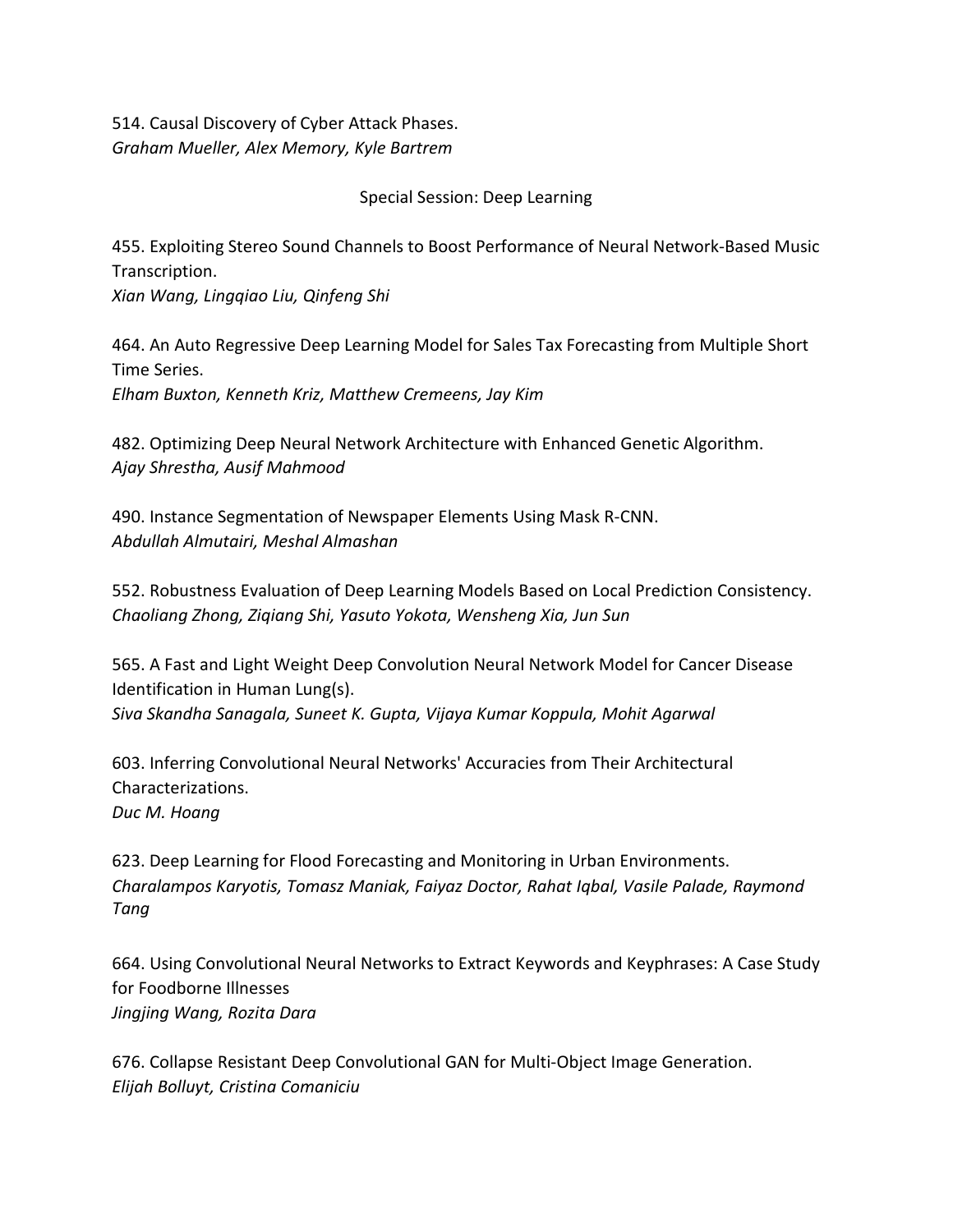514. Causal Discovery of Cyber Attack Phases.
*Graham Mueller, Alex Memory, Kyle Bartrem*

## Special Session: Deep Learning

455. Exploiting Stereo Sound Channels to Boost Performance of Neural Network-Based Music Transcription.
*Xian Wang, Lingqiao Liu, Qinfeng Shi*

464. An Auto Regressive Deep Learning Model for Sales Tax Forecasting from Multiple Short Time Series.
*Elham Buxton, Kenneth Kriz, Matthew Cremeens, Jay Kim*

482. Optimizing Deep Neural Network Architecture with Enhanced Genetic Algorithm.
*Ajay Shrestha, Ausif Mahmood*

490. Instance Segmentation of Newspaper Elements Using Mask R-CNN.
*Abdullah Almutairi, Meshal Almashan*

552. Robustness Evaluation of Deep Learning Models Based on Local Prediction Consistency.
*Chaoliang Zhong, Ziqiang Shi, Yasuto Yokota, Wensheng Xia, Jun Sun*

565. A Fast and Light Weight Deep Convolution Neural Network Model for Cancer Disease Identification in Human Lung(s).
*Siva Skandha Sanagala, Suneet K. Gupta, Vijaya Kumar Koppula, Mohit Agarwal*

603. Inferring Convolutional Neural Networks' Accuracies from Their Architectural Characterizations.
*Duc M. Hoang*

623. Deep Learning for Flood Forecasting and Monitoring in Urban Environments.
*Charalampos Karyotis, Tomasz Maniak, Faiyaz Doctor, Rahat Iqbal, Vasile Palade, Raymond Tang*

664. Using Convolutional Neural Networks to Extract Keywords and Keyphrases: A Case Study for Foodborne Illnesses
*Jingjing Wang, Rozita Dara*

676. Collapse Resistant Deep Convolutional GAN for Multi-Object Image Generation.
*Elijah Bolluyt, Cristina Comaniciu*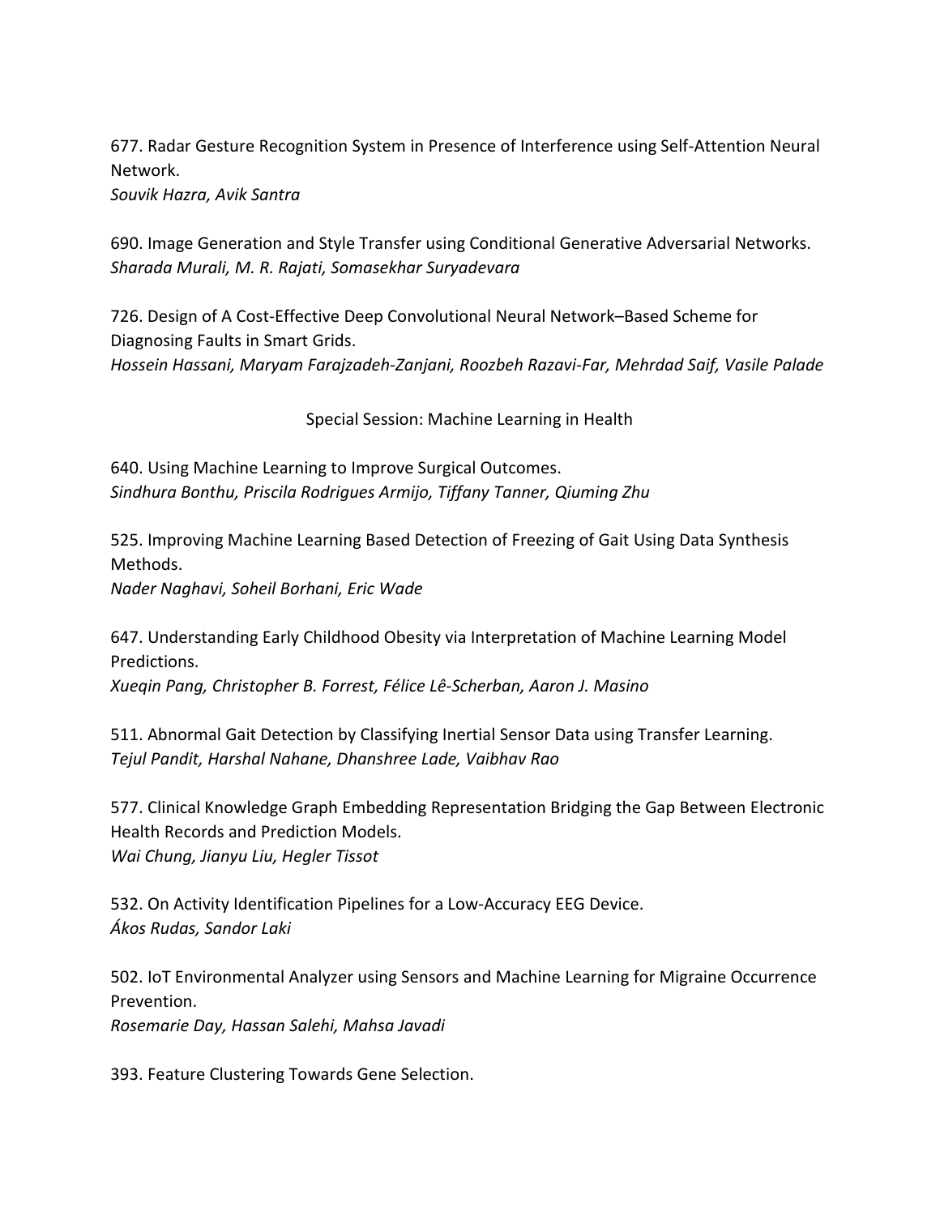677. Radar Gesture Recognition System in Presence of Interference using Self-Attention Neural Network.
*Souvik Hazra, Avik Santra*

690. Image Generation and Style Transfer using Conditional Generative Adversarial Networks.
*Sharada Murali, M. R. Rajati, Somasekhar Suryadevara*

726. Design of A Cost-Effective Deep Convolutional Neural Network–Based Scheme for Diagnosing Faults in Smart Grids.
*Hossein Hassani, Maryam Farajzadeh-Zanjani, Roozbeh Razavi-Far, Mehrdad Saif, Vasile Palade*

## Special Session: Machine Learning in Health

640. Using Machine Learning to Improve Surgical Outcomes.
*Sindhura Bonthu, Priscila Rodrigues Armijo, Tiffany Tanner, Qiuming Zhu*

525. Improving Machine Learning Based Detection of Freezing of Gait Using Data Synthesis Methods.
*Nader Naghavi, Soheil Borhani, Eric Wade*

647. Understanding Early Childhood Obesity via Interpretation of Machine Learning Model Predictions.
*Xueqin Pang, Christopher B. Forrest, Félice Lê-Scherban, Aaron J. Masino*

511. Abnormal Gait Detection by Classifying Inertial Sensor Data using Transfer Learning.
*Tejul Pandit, Harshal Nahane, Dhanshree Lade, Vaibhav Rao*

577. Clinical Knowledge Graph Embedding Representation Bridging the Gap Between Electronic Health Records and Prediction Models.
*Wai Chung, Jianyu Liu, Hegler Tissot*

532. On Activity Identification Pipelines for a Low-Accuracy EEG Device.
*Ákos Rudas, Sandor Laki*

502. IoT Environmental Analyzer using Sensors and Machine Learning for Migraine Occurrence Prevention.
*Rosemarie Day, Hassan Salehi, Mahsa Javadi*

393. Feature Clustering Towards Gene Selection.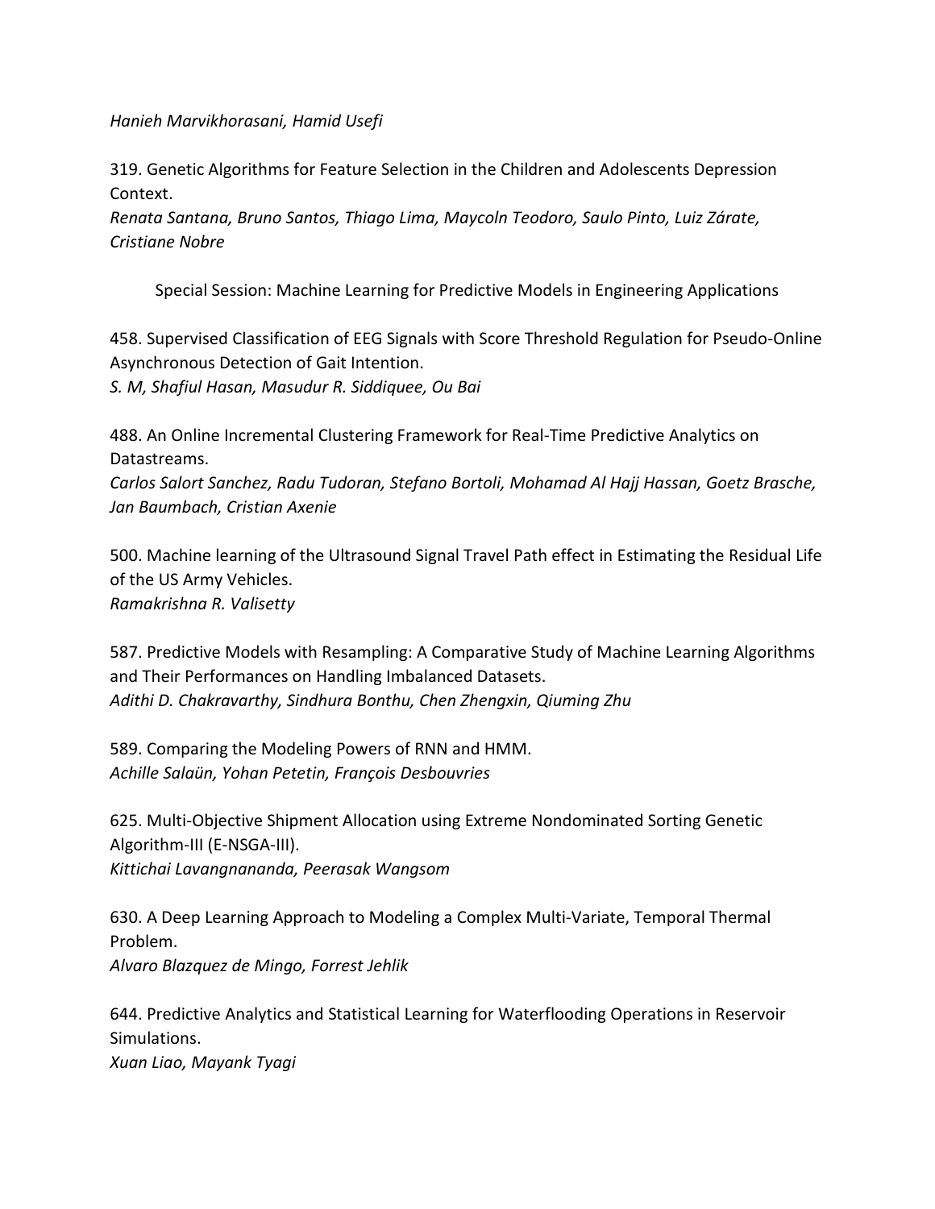*Hanieh Marvikhorasani, Hamid Usefi*

319. Genetic Algorithms for Feature Selection in the Children and Adolescents Depression Context.
*Renata Santana, Bruno Santos, Thiago Lima, Maycoln Teodoro, Saulo Pinto, Luiz Zárate, Cristiane Nobre*

Special Session: Machine Learning for Predictive Models in Engineering Applications

458. Supervised Classification of EEG Signals with Score Threshold Regulation for Pseudo-Online Asynchronous Detection of Gait Intention.
*S. M, Shafiul Hasan, Masudur R. Siddiquee, Ou Bai*

488. An Online Incremental Clustering Framework for Real-Time Predictive Analytics on Datastreams.
*Carlos Salort Sanchez, Radu Tudoran, Stefano Bortoli, Mohamad Al Hajj Hassan, Goetz Brasche, Jan Baumbach, Cristian Axenie*

500. Machine learning of the Ultrasound Signal Travel Path effect in Estimating the Residual Life of the US Army Vehicles.
*Ramakrishna R. Valisetty*

587. Predictive Models with Resampling: A Comparative Study of Machine Learning Algorithms and Their Performances on Handling Imbalanced Datasets.
*Adithi D. Chakravarthy, Sindhura Bonthu, Chen Zhengxin, Qiuming Zhu*

589. Comparing the Modeling Powers of RNN and HMM.
*Achille Salaün, Yohan Petetin, François Desbouvries*

625. Multi-Objective Shipment Allocation using Extreme Nondominated Sorting Genetic Algorithm-III (E-NSGA-III).
*Kittichai Lavangnananda, Peerasak Wangsom*

630. A Deep Learning Approach to Modeling a Complex Multi-Variate, Temporal Thermal Problem.
*Alvaro Blazquez de Mingo, Forrest Jehlik*

644. Predictive Analytics and Statistical Learning for Waterflooding Operations in Reservoir Simulations.
*Xuan Liao, Mayank Tyagi*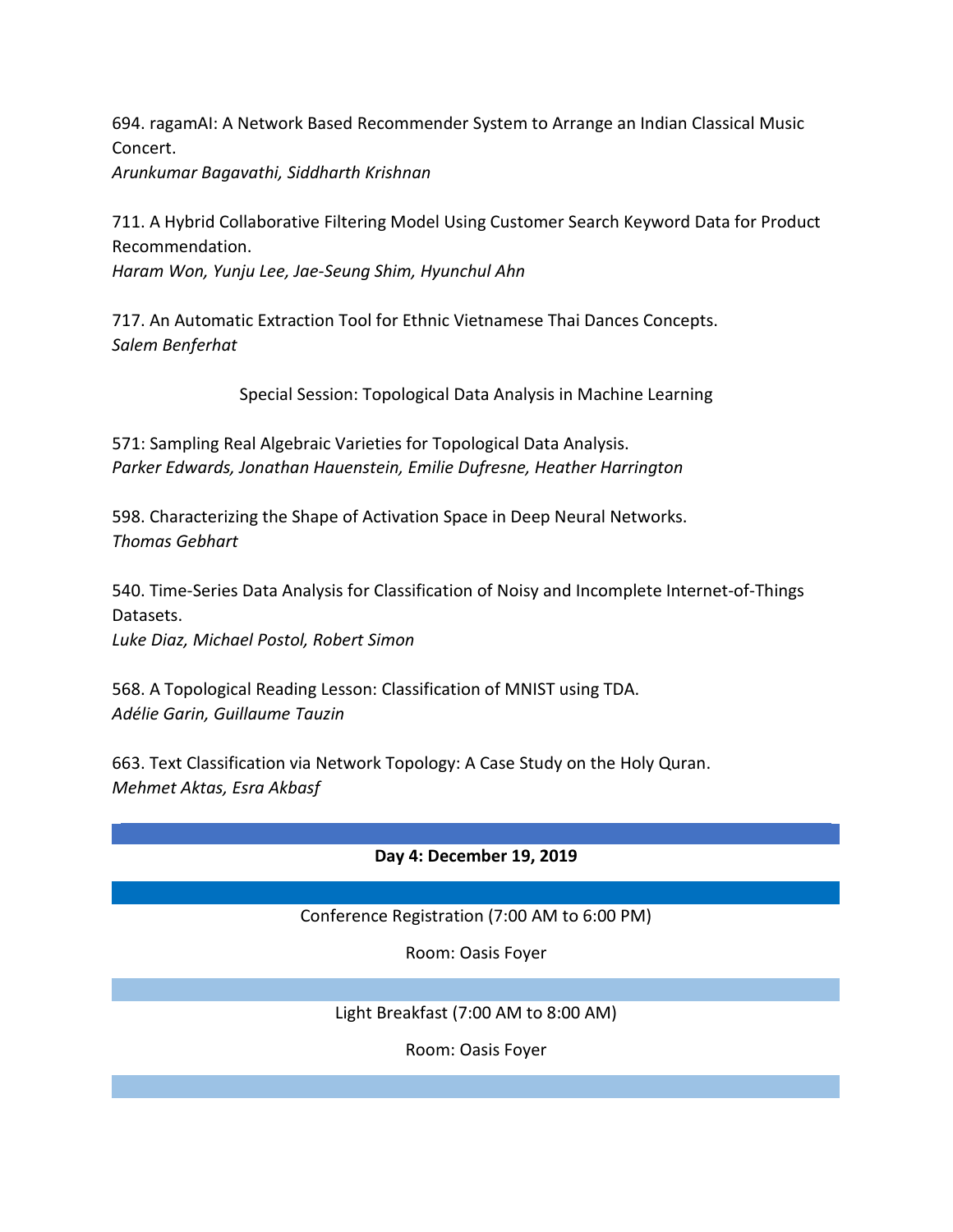694. ragamAI: A Network Based Recommender System to Arrange an Indian Classical Music Concert.
*Arunkumar Bagavathi, Siddharth Krishnan*

711. A Hybrid Collaborative Filtering Model Using Customer Search Keyword Data for Product Recommendation.
*Haram Won, Yunju Lee, Jae-Seung Shim, Hyunchul Ahn*

717. An Automatic Extraction Tool for Ethnic Vietnamese Thai Dances Concepts.
*Salem Benferhat*

Special Session: Topological Data Analysis in Machine Learning

571: Sampling Real Algebraic Varieties for Topological Data Analysis.
*Parker Edwards, Jonathan Hauenstein, Emilie Dufresne, Heather Harrington*

598. Characterizing the Shape of Activation Space in Deep Neural Networks.
*Thomas Gebhart*

540. Time-Series Data Analysis for Classification of Noisy and Incomplete Internet-of-Things Datasets.
*Luke Diaz, Michael Postol, Robert Simon*

568. A Topological Reading Lesson: Classification of MNIST using TDA.
*Adélie Garin, Guillaume Tauzin*

663. Text Classification via Network Topology: A Case Study on the Holy Quran.
*Mehmet Aktas, Esra Akbasf*

**Day 4: December 19, 2019**

Conference Registration (7:00 AM to 6:00 PM)

Room: Oasis Foyer

Light Breakfast (7:00 AM to 8:00 AM)

Room: Oasis Foyer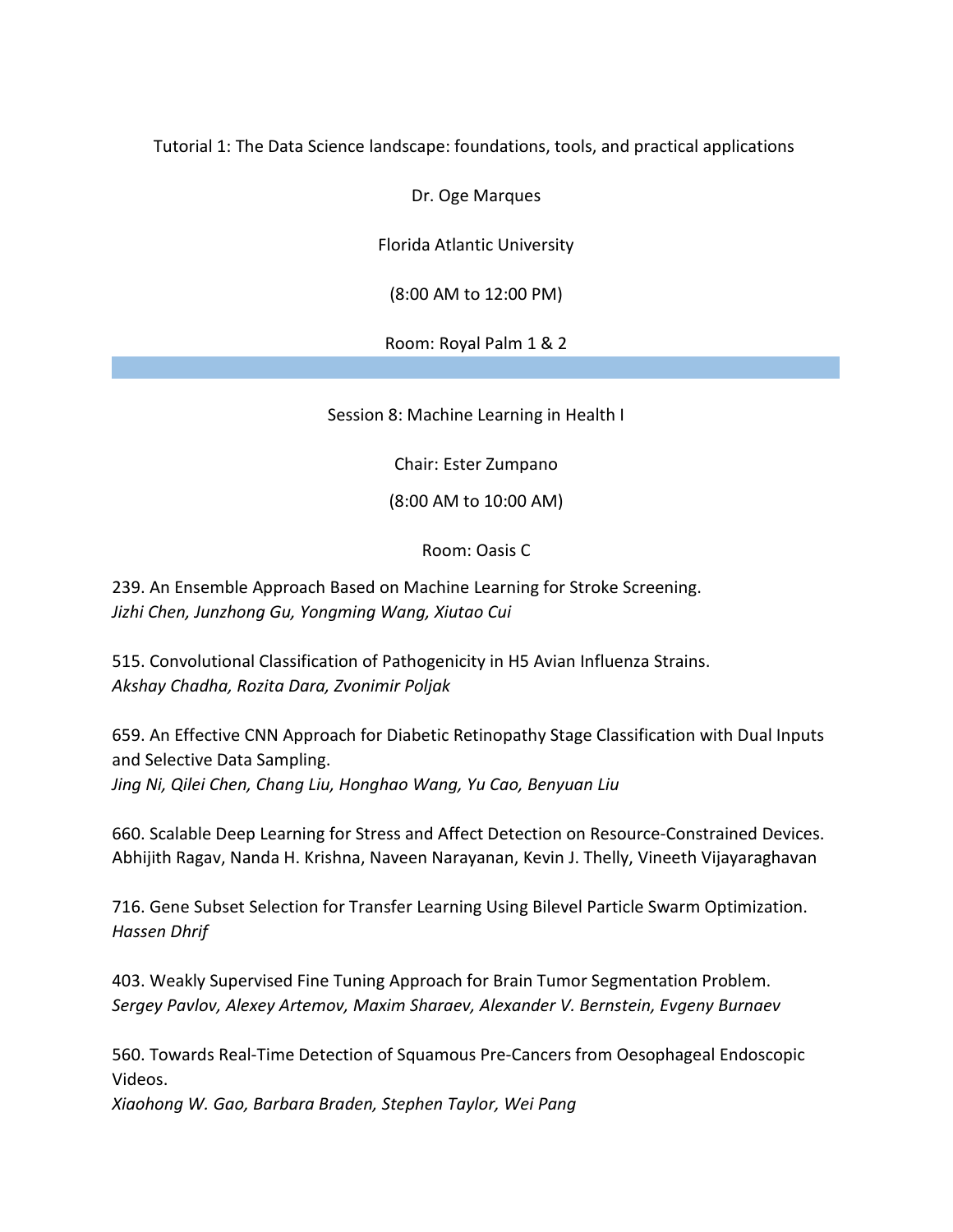Tutorial 1: The Data Science landscape: foundations, tools, and practical applications

Dr. Oge Marques

Florida Atlantic University

(8:00 AM to 12:00 PM)

Room: Royal Palm 1 & 2

---

Session 8: Machine Learning in Health I

Chair: Ester Zumpano

(8:00 AM to 10:00 AM)

Room: Oasis C

239. An Ensemble Approach Based on Machine Learning for Stroke Screening.
*Jizhi Chen, Junzhong Gu, Yongming Wang, Xiutao Cui*

515. Convolutional Classification of Pathogenicity in H5 Avian Influenza Strains.
*Akshay Chadha, Rozita Dara, Zvonimir Poljak*

659. An Effective CNN Approach for Diabetic Retinopathy Stage Classification with Dual Inputs and Selective Data Sampling.
*Jing Ni, Qilei Chen, Chang Liu, Honghao Wang, Yu Cao, Benyuan Liu*

660. Scalable Deep Learning for Stress and Affect Detection on Resource-Constrained Devices.
Abhijith Ragav, Nanda H. Krishna, Naveen Narayanan, Kevin J. Thelly, Vineeth Vijayaraghavan

716. Gene Subset Selection for Transfer Learning Using Bilevel Particle Swarm Optimization.
*Hassen Dhrif*

403. Weakly Supervised Fine Tuning Approach for Brain Tumor Segmentation Problem.
*Sergey Pavlov, Alexey Artemov, Maxim Sharaev, Alexander V. Bernstein, Evgeny Burnaev*

560. Towards Real-Time Detection of Squamous Pre-Cancers from Oesophageal Endoscopic Videos.
*Xiaohong W. Gao, Barbara Braden, Stephen Taylor, Wei Pang*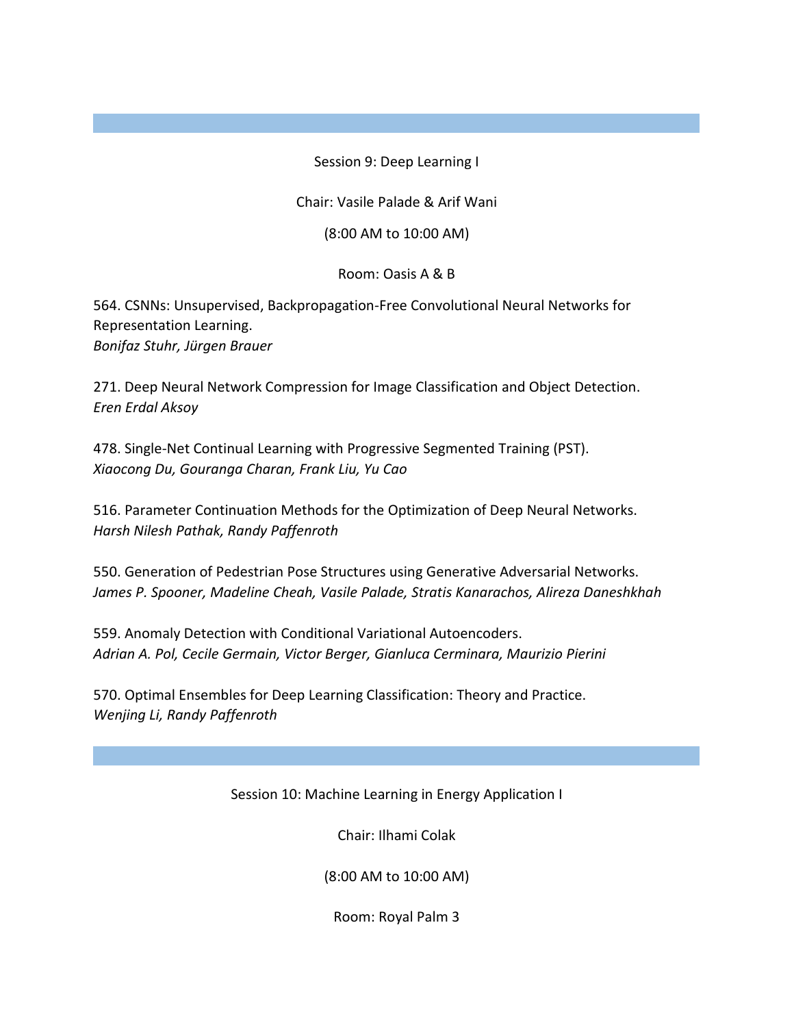## Session 9: Deep Learning I

Chair: Vasile Palade & Arif Wani

(8:00 AM to 10:00 AM)

Room: Oasis A & B

564. CSNNs: Unsupervised, Backpropagation-Free Convolutional Neural Networks for Representation Learning.
*Bonifaz Stuhr, Jürgen Brauer*

271. Deep Neural Network Compression for Image Classification and Object Detection.
*Eren Erdal Aksoy*

478. Single-Net Continual Learning with Progressive Segmented Training (PST).
*Xiaocong Du, Gouranga Charan, Frank Liu, Yu Cao*

516. Parameter Continuation Methods for the Optimization of Deep Neural Networks.
*Harsh Nilesh Pathak, Randy Paffenroth*

550. Generation of Pedestrian Pose Structures using Generative Adversarial Networks.
*James P. Spooner, Madeline Cheah, Vasile Palade, Stratis Kanarachos, Alireza Daneshkhah*

559. Anomaly Detection with Conditional Variational Autoencoders.
*Adrian A. Pol, Cecile Germain, Victor Berger, Gianluca Cerminara, Maurizio Pierini*

570. Optimal Ensembles for Deep Learning Classification: Theory and Practice.
*Wenjing Li, Randy Paffenroth*

## Session 10: Machine Learning in Energy Application I

Chair: Ilhami Colak

(8:00 AM to 10:00 AM)

Room: Royal Palm 3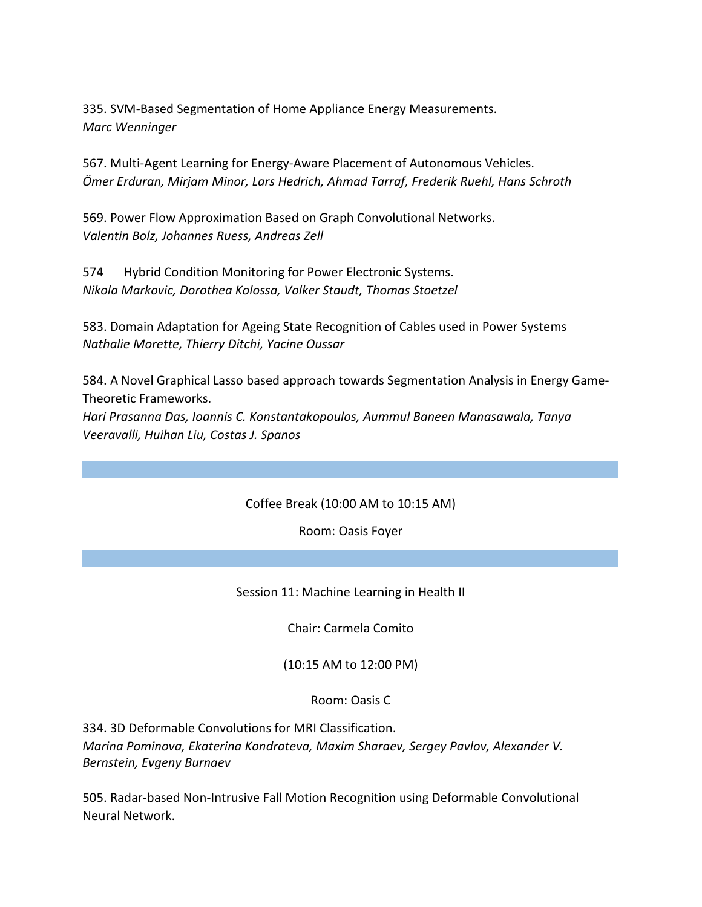335. SVM-Based Segmentation of Home Appliance Energy Measurements.
*Marc Wenninger*

567. Multi-Agent Learning for Energy-Aware Placement of Autonomous Vehicles.
*Ömer Erduran, Mirjam Minor, Lars Hedrich, Ahmad Tarraf, Frederik Ruehl, Hans Schroth*

569. Power Flow Approximation Based on Graph Convolutional Networks.
*Valentin Bolz, Johannes Ruess, Andreas Zell*

574 Hybrid Condition Monitoring for Power Electronic Systems.
*Nikola Markovic, Dorothea Kolossa, Volker Staudt, Thomas Stoetzel*

583. Domain Adaptation for Ageing State Recognition of Cables used in Power Systems
*Nathalie Morette, Thierry Ditchi, Yacine Oussar*

584. A Novel Graphical Lasso based approach towards Segmentation Analysis in Energy Game-Theoretic Frameworks.
*Hari Prasanna Das, Ioannis C. Konstantakopoulos, Aummul Baneen Manasawala, Tanya Veeravalli, Huihan Liu, Costas J. Spanos*

---

Coffee Break (10:00 AM to 10:15 AM)

Room: Oasis Foyer

---

Session 11: Machine Learning in Health II

Chair: Carmela Comito

(10:15 AM to 12:00 PM)

Room: Oasis C

334. 3D Deformable Convolutions for MRI Classification.
*Marina Pominova, Ekaterina Kondrateva, Maxim Sharaev, Sergey Pavlov, Alexander V. Bernstein, Evgeny Burnaev*

505. Radar-based Non-Intrusive Fall Motion Recognition using Deformable Convolutional Neural Network.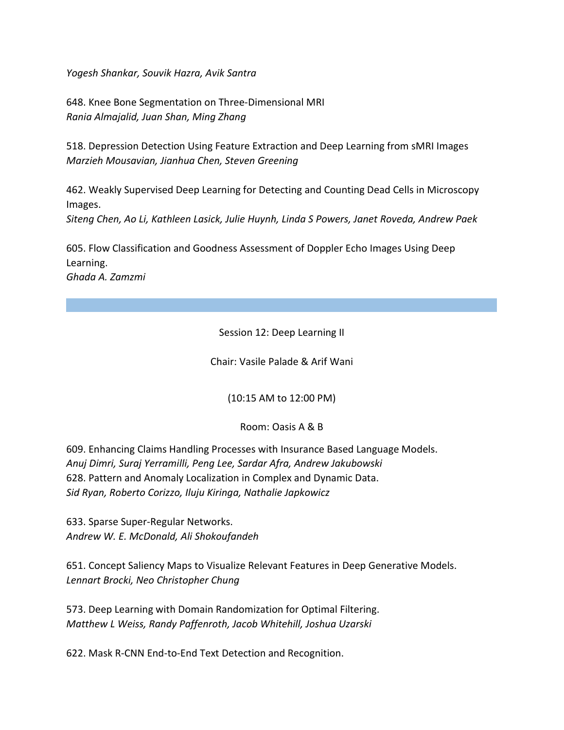*Yogesh Shankar, Souvik Hazra, Avik Santra*

648. Knee Bone Segmentation on Three-Dimensional MRI
*Rania Almajalid, Juan Shan, Ming Zhang*

518. Depression Detection Using Feature Extraction and Deep Learning from sMRI Images
*Marzieh Mousavian, Jianhua Chen, Steven Greening*

462. Weakly Supervised Deep Learning for Detecting and Counting Dead Cells in Microscopy Images.
*Siteng Chen, Ao Li, Kathleen Lasick, Julie Huynh, Linda S Powers, Janet Roveda, Andrew Paek*

605. Flow Classification and Goodness Assessment of Doppler Echo Images Using Deep Learning.
*Ghada A. Zamzmi*

---

Session 12: Deep Learning II

Chair: Vasile Palade & Arif Wani

(10:15 AM to 12:00 PM)

Room: Oasis A & B

609. Enhancing Claims Handling Processes with Insurance Based Language Models.
*Anuj Dimri, Suraj Yerramilli, Peng Lee, Sardar Afra, Andrew Jakubowski*

628. Pattern and Anomaly Localization in Complex and Dynamic Data.
*Sid Ryan, Roberto Corizzo, Iluju Kiringa, Nathalie Japkowicz*

633. Sparse Super-Regular Networks.
*Andrew W. E. McDonald, Ali Shokoufandeh*

651. Concept Saliency Maps to Visualize Relevant Features in Deep Generative Models.
*Lennart Brocki, Neo Christopher Chung*

573. Deep Learning with Domain Randomization for Optimal Filtering.
*Matthew L Weiss, Randy Paffenroth, Jacob Whitehill, Joshua Uzarski*

622. Mask R-CNN End-to-End Text Detection and Recognition.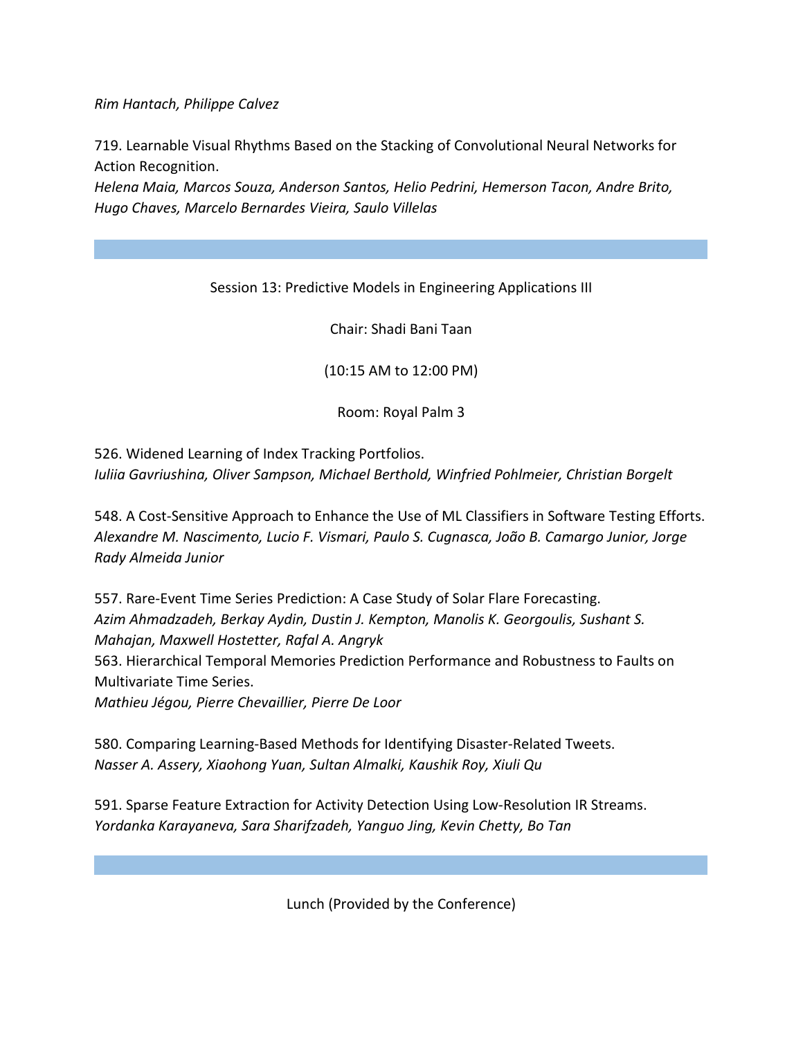*Rim Hantach, Philippe Calvez*

719. Learnable Visual Rhythms Based on the Stacking of Convolutional Neural Networks for Action Recognition.
*Helena Maia, Marcos Souza, Anderson Santos, Helio Pedrini, Hemerson Tacon, Andre Brito, Hugo Chaves, Marcelo Bernardes Vieira, Saulo Villelas*

---

Session 13: Predictive Models in Engineering Applications III

Chair: Shadi Bani Taan

(10:15 AM to 12:00 PM)

Room: Royal Palm 3

526. Widened Learning of Index Tracking Portfolios.
*Iuliia Gavriushina, Oliver Sampson, Michael Berthold, Winfried Pohlmeier, Christian Borgelt*

548. A Cost-Sensitive Approach to Enhance the Use of ML Classifiers in Software Testing Efforts.
*Alexandre M. Nascimento, Lucio F. Vismari, Paulo S. Cugnasca, João B. Camargo Junior, Jorge Rady Almeida Junior*

557. Rare-Event Time Series Prediction: A Case Study of Solar Flare Forecasting.
*Azim Ahmadzadeh, Berkay Aydin, Dustin J. Kempton, Manolis K. Georgoulis, Sushant S. Mahajan, Maxwell Hostetter, Rafal A. Angryk*

563. Hierarchical Temporal Memories Prediction Performance and Robustness to Faults on Multivariate Time Series.
*Mathieu Jégou, Pierre Chevaillier, Pierre De Loor*

580. Comparing Learning-Based Methods for Identifying Disaster-Related Tweets.
*Nasser A. Assery, Xiaohong Yuan, Sultan Almalki, Kaushik Roy, Xiuli Qu*

591. Sparse Feature Extraction for Activity Detection Using Low-Resolution IR Streams.
*Yordanka Karayaneva, Sara Sharifzadeh, Yanguo Jing, Kevin Chetty, Bo Tan*

---

Lunch (Provided by the Conference)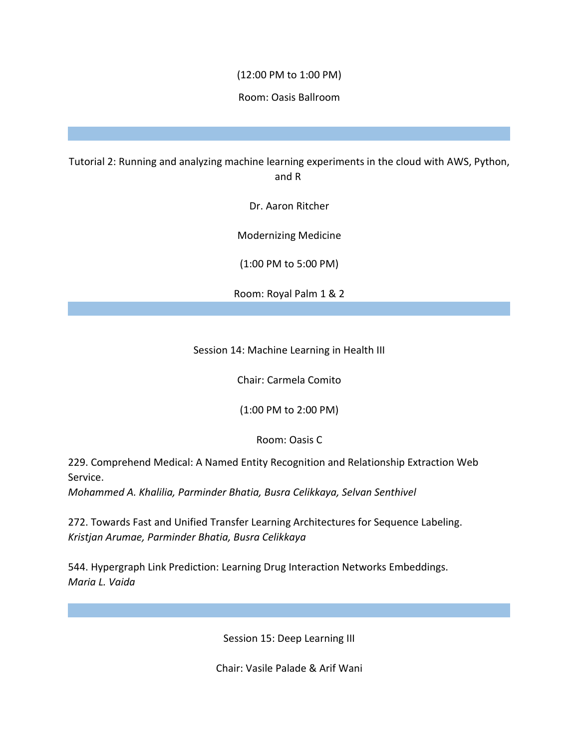(12:00 PM to 1:00 PM)

Room: Oasis Ballroom

---

Tutorial 2: Running and analyzing machine learning experiments in the cloud with AWS, Python, and R

Dr. Aaron Ritcher

Modernizing Medicine

(1:00 PM to 5:00 PM)

Room: Royal Palm 1 & 2

---

Session 14: Machine Learning in Health III

Chair: Carmela Comito

(1:00 PM to 2:00 PM)

Room: Oasis C

229. Comprehend Medical: A Named Entity Recognition and Relationship Extraction Web Service.
*Mohammed A. Khalilia, Parminder Bhatia, Busra Celikkaya, Selvan Senthivel*

272. Towards Fast and Unified Transfer Learning Architectures for Sequence Labeling.
*Kristjan Arumae, Parminder Bhatia, Busra Celikkaya*

544. Hypergraph Link Prediction: Learning Drug Interaction Networks Embeddings.
*Maria L. Vaida*

---

Session 15: Deep Learning III

Chair: Vasile Palade & Arif Wani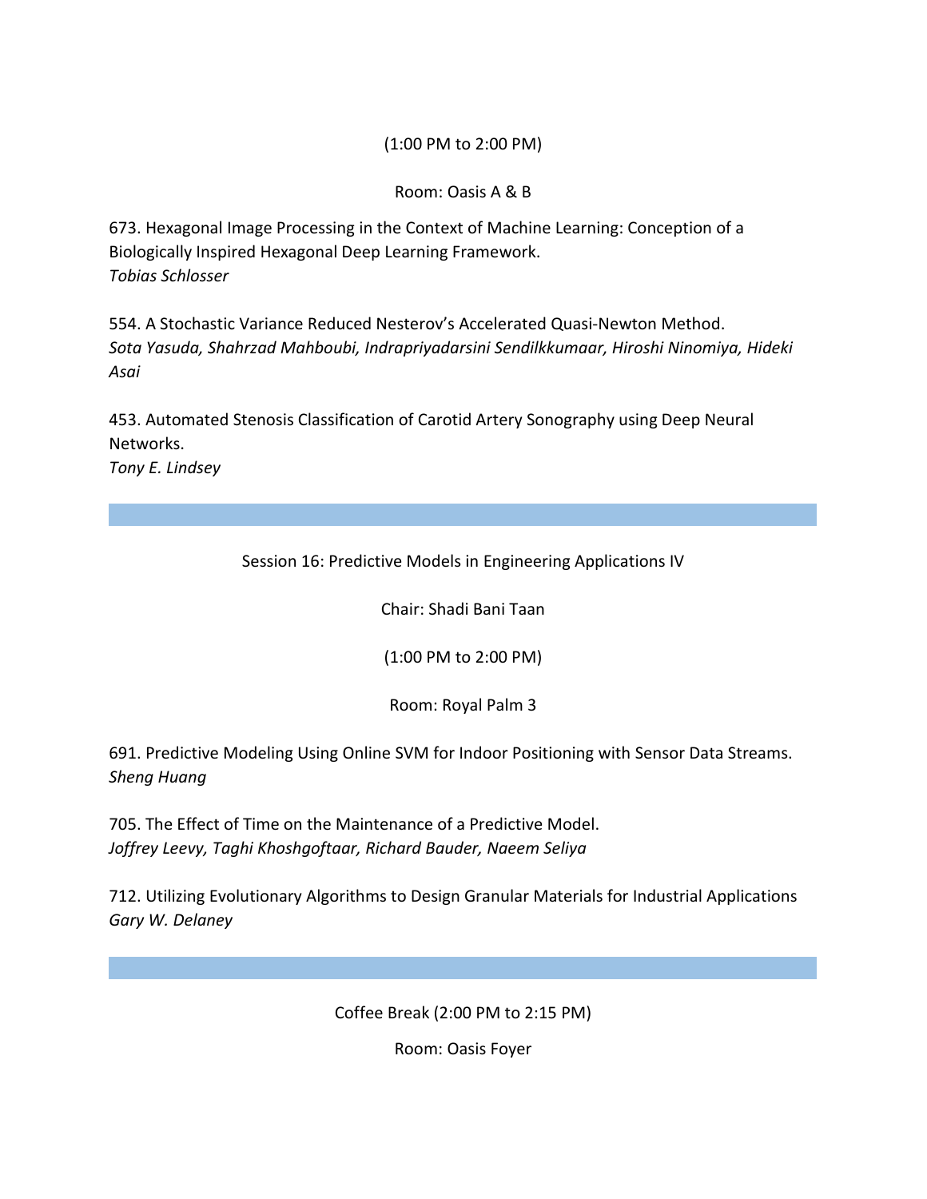(1:00 PM to 2:00 PM)

Room: Oasis A & B

673. Hexagonal Image Processing in the Context of Machine Learning: Conception of a Biologically Inspired Hexagonal Deep Learning Framework.
*Tobias Schlosser*

554. A Stochastic Variance Reduced Nesterov's Accelerated Quasi-Newton Method.
*Sota Yasuda, Shahrzad Mahboubi, Indrapriyadarsini Sendilkkumaar, Hiroshi Ninomiya, Hideki Asai*

453. Automated Stenosis Classification of Carotid Artery Sonography using Deep Neural Networks.
*Tony E. Lindsey*

---

Session 16: Predictive Models in Engineering Applications IV

Chair: Shadi Bani Taan

(1:00 PM to 2:00 PM)

Room: Royal Palm 3

691. Predictive Modeling Using Online SVM for Indoor Positioning with Sensor Data Streams.
*Sheng Huang*

705. The Effect of Time on the Maintenance of a Predictive Model.
*Joffrey Leevy, Taghi Khoshgoftaar, Richard Bauder, Naeem Seliya*

712. Utilizing Evolutionary Algorithms to Design Granular Materials for Industrial Applications
*Gary W. Delaney*

---

Coffee Break (2:00 PM to 2:15 PM)

Room: Oasis Foyer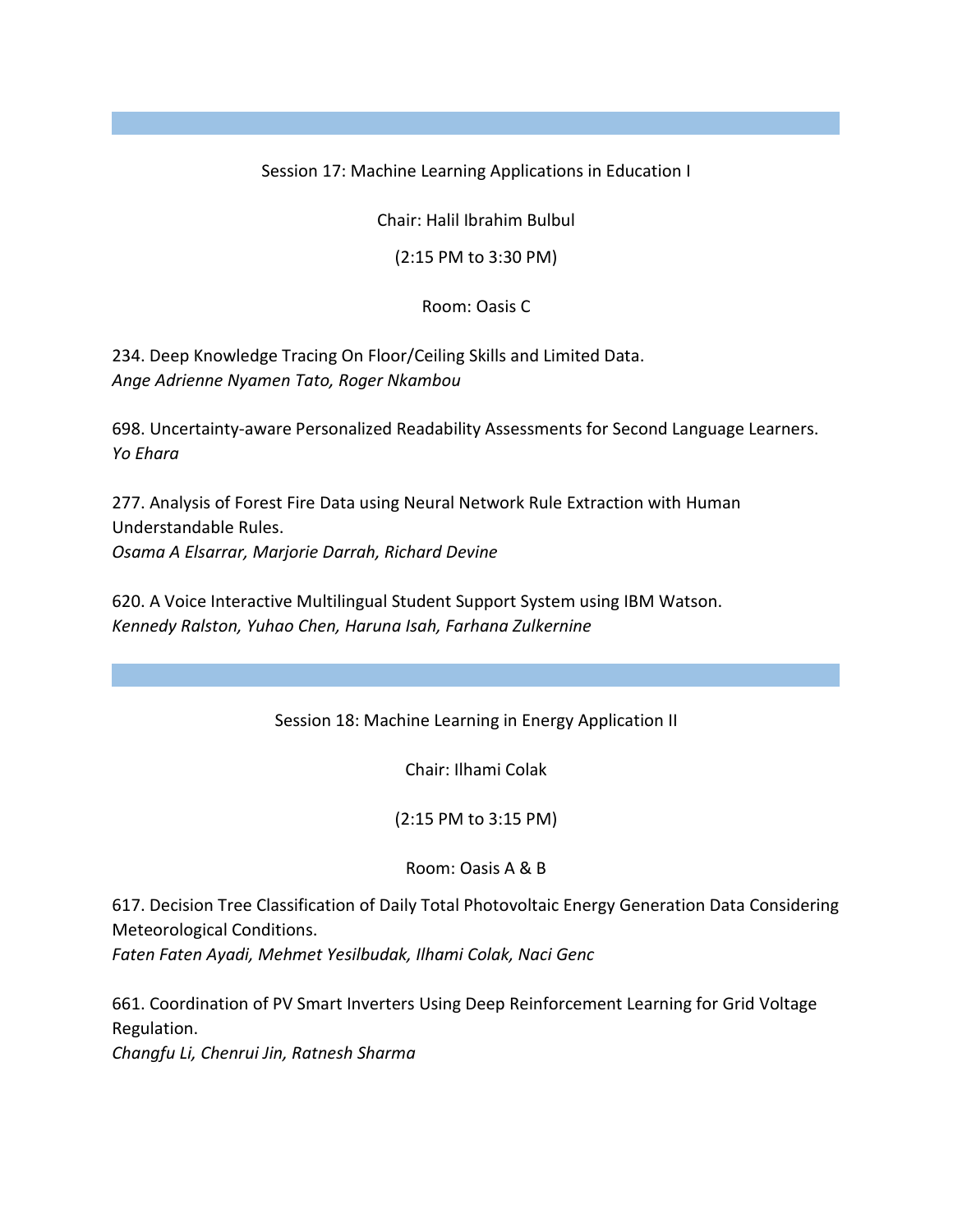## Session 17: Machine Learning Applications in Education I

Chair: Halil Ibrahim Bulbul

(2:15 PM to 3:30 PM)

Room: Oasis C

234. Deep Knowledge Tracing On Floor/Ceiling Skills and Limited Data.
*Ange Adrienne Nyamen Tato, Roger Nkambou*

698. Uncertainty-aware Personalized Readability Assessments for Second Language Learners.
*Yo Ehara*

277. Analysis of Forest Fire Data using Neural Network Rule Extraction with Human Understandable Rules.
*Osama A Elsarrar, Marjorie Darrah, Richard Devine*

620. A Voice Interactive Multilingual Student Support System using IBM Watson.
*Kennedy Ralston, Yuhao Chen, Haruna Isah, Farhana Zulkernine*

## Session 18: Machine Learning in Energy Application II

Chair: Ilhami Colak

(2:15 PM to 3:15 PM)

Room: Oasis A & B

617. Decision Tree Classification of Daily Total Photovoltaic Energy Generation Data Considering Meteorological Conditions.
*Faten Faten Ayadi, Mehmet Yesilbudak, Ilhami Colak, Naci Genc*

661. Coordination of PV Smart Inverters Using Deep Reinforcement Learning for Grid Voltage Regulation.
*Changfu Li, Chenrui Jin, Ratnesh Sharma*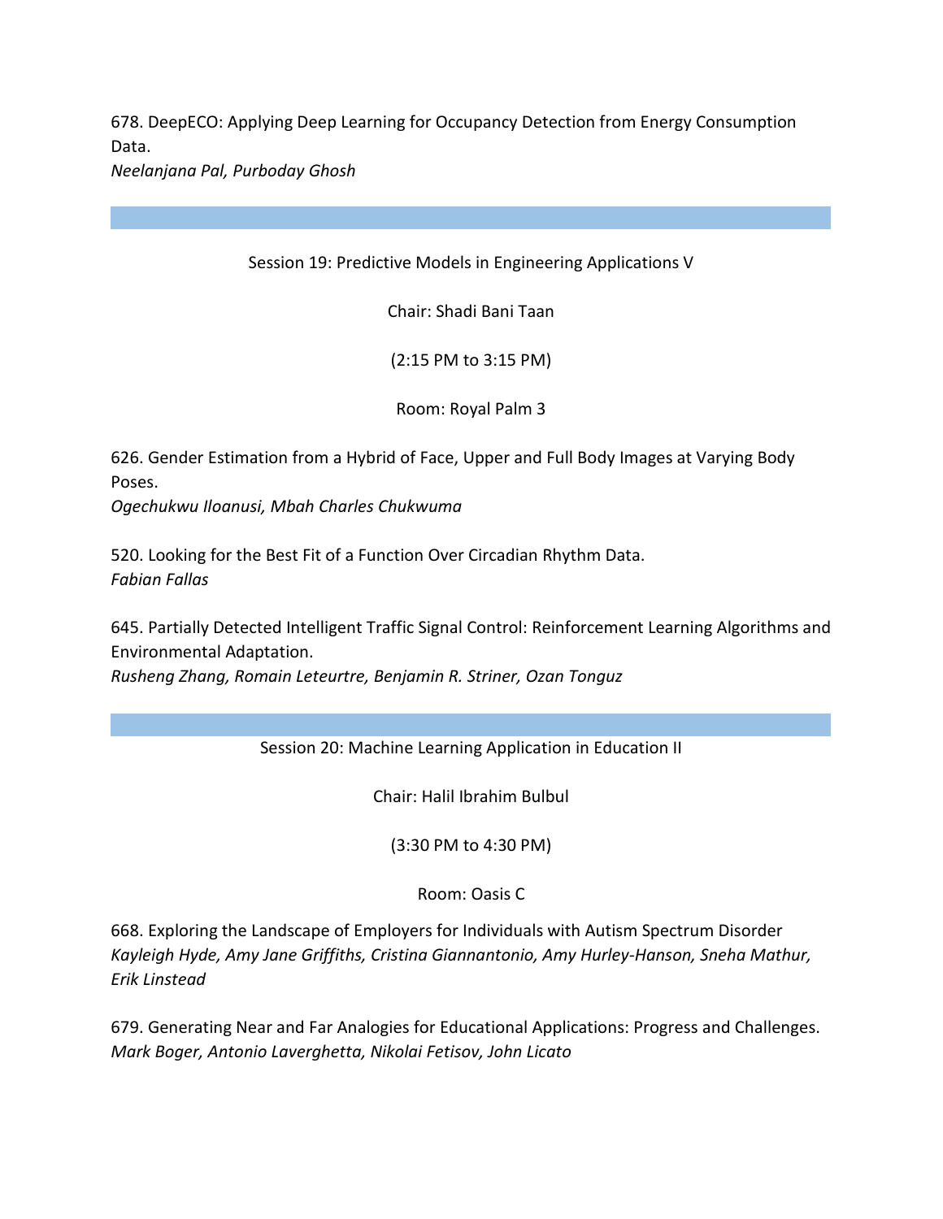678. DeepECO: Applying Deep Learning for Occupancy Detection from Energy Consumption Data.
*Neelanjana Pal, Purboday Ghosh*

---

Session 19: Predictive Models in Engineering Applications V

Chair: Shadi Bani Taan

(2:15 PM to 3:15 PM)

Room: Royal Palm 3

626. Gender Estimation from a Hybrid of Face, Upper and Full Body Images at Varying Body Poses.
*Ogechukwu Iloanusi, Mbah Charles Chukwuma*

520. Looking for the Best Fit of a Function Over Circadian Rhythm Data.
*Fabian Fallas*

645. Partially Detected Intelligent Traffic Signal Control: Reinforcement Learning Algorithms and Environmental Adaptation.
*Rusheng Zhang, Romain Leteurtre, Benjamin R. Striner, Ozan Tonguz*

---

Session 20: Machine Learning Application in Education II

Chair: Halil Ibrahim Bulbul

(3:30 PM to 4:30 PM)

Room: Oasis C

668. Exploring the Landscape of Employers for Individuals with Autism Spectrum Disorder
*Kayleigh Hyde, Amy Jane Griffiths, Cristina Giannantonio, Amy Hurley-Hanson, Sneha Mathur, Erik Linstead*

679. Generating Near and Far Analogies for Educational Applications: Progress and Challenges.
*Mark Boger, Antonio Laverghetta, Nikolai Fetisov, John Licato*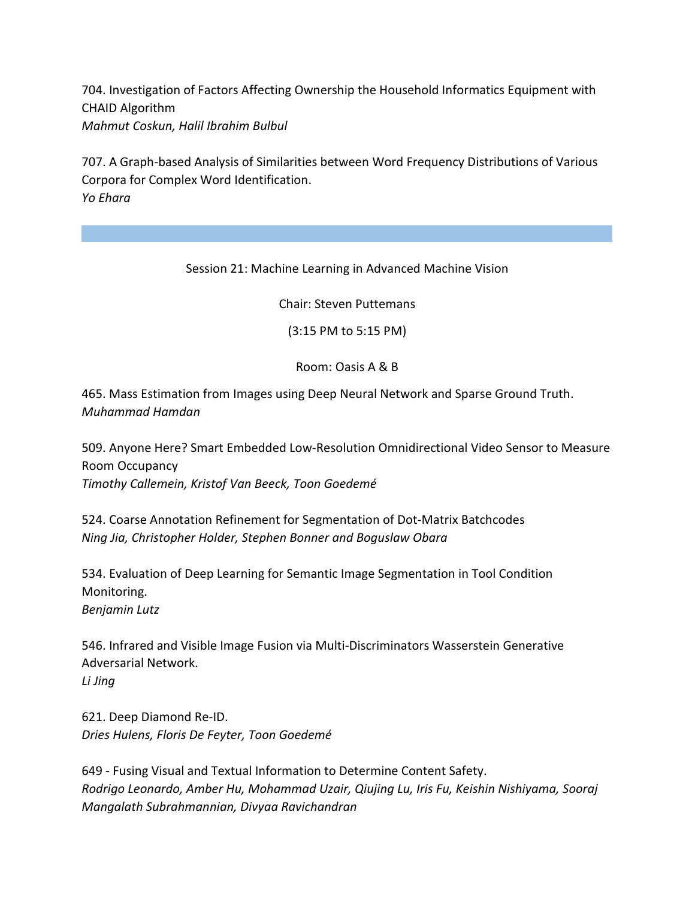704. Investigation of Factors Affecting Ownership the Household Informatics Equipment with CHAID Algorithm
*Mahmut Coskun, Halil Ibrahim Bulbul*

707. A Graph-based Analysis of Similarities between Word Frequency Distributions of Various Corpora for Complex Word Identification.
*Yo Ehara*

---

## Session 21: Machine Learning in Advanced Machine Vision

Chair: Steven Puttemans

(3:15 PM to 5:15 PM)

Room: Oasis A & B

465. Mass Estimation from Images using Deep Neural Network and Sparse Ground Truth.
*Muhammad Hamdan*

509. Anyone Here? Smart Embedded Low-Resolution Omnidirectional Video Sensor to Measure Room Occupancy
*Timothy Callemein, Kristof Van Beeck, Toon Goedemé*

524. Coarse Annotation Refinement for Segmentation of Dot-Matrix Batchcodes
*Ning Jia, Christopher Holder, Stephen Bonner and Boguslaw Obara*

534. Evaluation of Deep Learning for Semantic Image Segmentation in Tool Condition Monitoring.
*Benjamin Lutz*

546. Infrared and Visible Image Fusion via Multi-Discriminators Wasserstein Generative Adversarial Network.
*Li Jing*

621. Deep Diamond Re-ID.
*Dries Hulens, Floris De Feyter, Toon Goedemé*

649 - Fusing Visual and Textual Information to Determine Content Safety.
*Rodrigo Leonardo, Amber Hu, Mohammad Uzair, Qiujing Lu, Iris Fu, Keishin Nishiyama, Sooraj Mangalath Subrahmannian, Divyaa Ravichandran*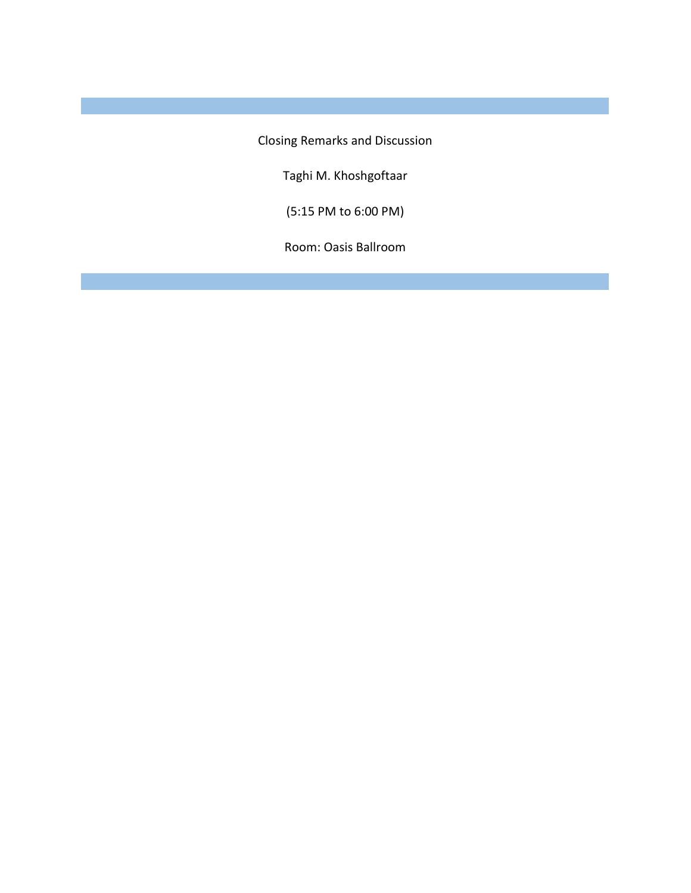Closing Remarks and Discussion

Taghi M. Khoshgoftaar

(5:15 PM to 6:00 PM)

Room: Oasis Ballroom